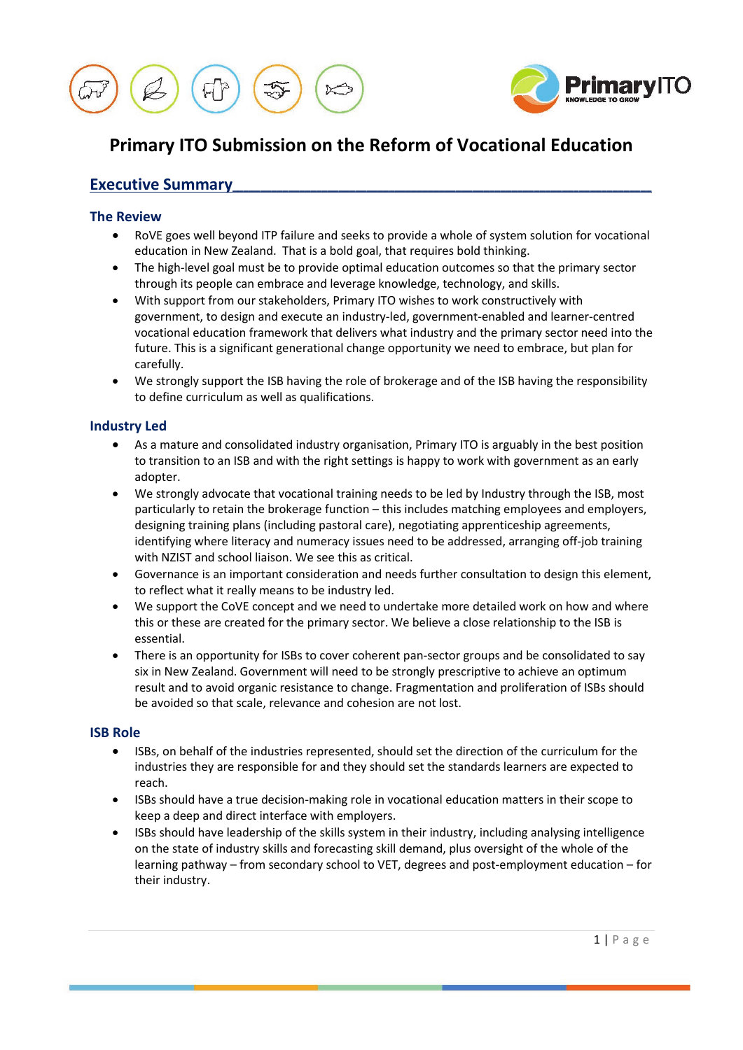# Primary ITO Submission on the Reform of Vocational Education

## Executive Summary

### The Review

- RoVE goes well beyond ITP failure and seeks to provide a whole of system solution for vocational education in New Zealand. That is a bold goal, that requires bold thinking.
- The high-level goal must be to provide optimal education outcomes so that the primary sector through its people can embrace and leverage knowledge, technology, and skills.
- With support from our stakeholders, Primary ITO wishes to work constructively with government, to design and execute an industry-led, government-enabled and learner-centred vocational education framework that delivers what industry and the primary sector need into the future. This is a significant generational change opportunity we need to embrace, but plan for carefully.
- We strongly support the ISB having the role of brokerage and of the ISB having the responsibility to define curriculum as well as qualifications.

### Industry Led

- As a mature and consolidated industry organisation, Primary ITO is arguably in the best position to transition to an ISB and with the right settings is happy to work with government as an early adopter.
- We strongly advocate that vocational training needs to be led by Industry through the ISB, most particularly to retain the brokerage function – this includes matching employees and employers, designing training plans (including pastoral care), negotiating apprenticeship agreements, identifying where literacy and numeracy issues need to be addressed, arranging off-job training with NZIST and school liaison. We see this as critical.
- Governance is an important consideration and needs further consultation to design this element, to reflect what it really means to be industry led.
- We support the CoVE concept and we need to undertake more detailed work on how and where this or these are created for the primary sector. We believe a close relationship to the ISB is essential.
- There is an opportunity for ISBs to cover coherent pan-sector groups and be consolidated to say six in New Zealand. Government will need to be strongly prescriptive to achieve an optimum result and to avoid organic resistance to change. Fragmentation and proliferation of ISBs should be avoided so that scale, relevance and cohesion are not lost.

### ISB Role

- ISBs, on behalf of the industries represented, should set the direction of the curriculum for the industries they are responsible for and they should set the standards learners are expected to reach.
- ISBs should have a true decision-making role in vocational education matters in their scope to keep a deep and direct interface with employers.
- ISBs should have leadership of the skills system in their industry, including analysing intelligence on the state of industry skills and forecasting skill demand, plus oversight of the whole of the learning pathway – from secondary school to VET, degrees and post-employment education – for their industry.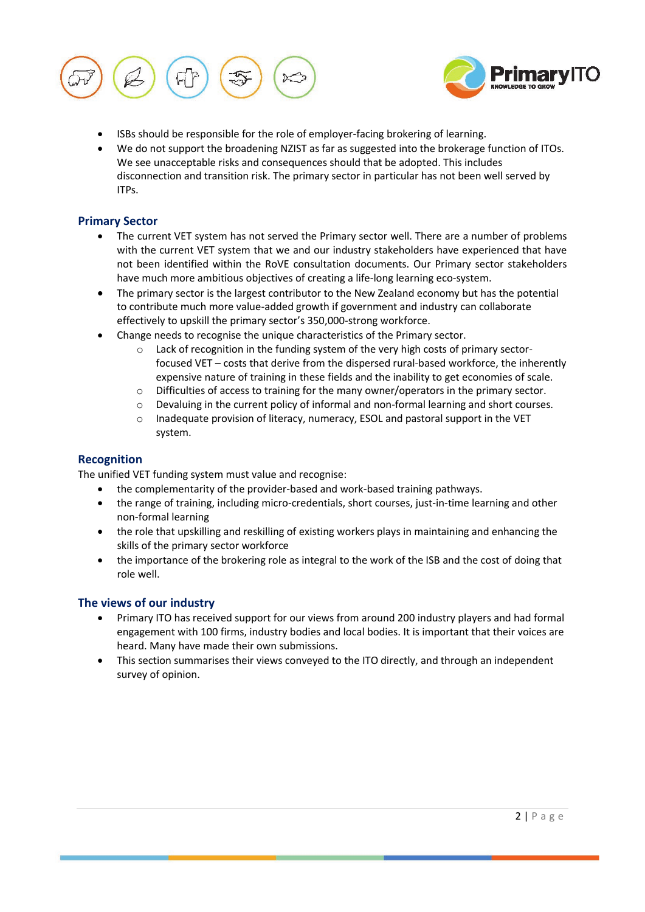- ISBs should be responsible for the role of employer-facing brokering of learning.
- We do not support the broadening NZIST as far as suggested into the brokerage function of ITOs. We see unacceptable risks and consequences should that be adopted. This includes disconnection and transition risk. The primary sector in particular has not been well served by ITPs.

## Primary Sector

- The current VET system has not served the Primary sector well. There are a number of problems with the current VET system that we and our industry stakeholders have experienced that have not been identified within the RoVE consultation documents. Our Primary sector stakeholders have much more ambitious objectives of creating a life-long learning eco-system.
- The primary sector is the largest contributor to the New Zealand economy but has the potential to contribute much more value-added growth if government and industry can collaborate effectively to upskill the primary sector's 350,000-strong workforce.
- Change needs to recognise the unique characteristics of the Primary sector.
  - Lack of recognition in the funding system of the very high costs of primary sector-focused VET – costs that derive from the dispersed rural-based workforce, the inherently expensive nature of training in these fields and the inability to get economies of scale.
  - Difficulties of access to training for the many owner/operators in the primary sector.
  - Devaluing in the current policy of informal and non-formal learning and short courses.
  - Inadequate provision of literacy, numeracy, ESOL and pastoral support in the VET system.

## Recognition

The unified VET funding system must value and recognise:

- the complementarity of the provider-based and work-based training pathways.
- the range of training, including micro-credentials, short courses, just-in-time learning and other non-formal learning
- the role that upskilling and reskilling of existing workers plays in maintaining and enhancing the skills of the primary sector workforce
- the importance of the brokering role as integral to the work of the ISB and the cost of doing that role well.

## The views of our industry

- Primary ITO has received support for our views from around 200 industry players and had formal engagement with 100 firms, industry bodies and local bodies. It is important that their voices are heard. Many have made their own submissions.
- This section summarises their views conveyed to the ITO directly, and through an independent survey of opinion.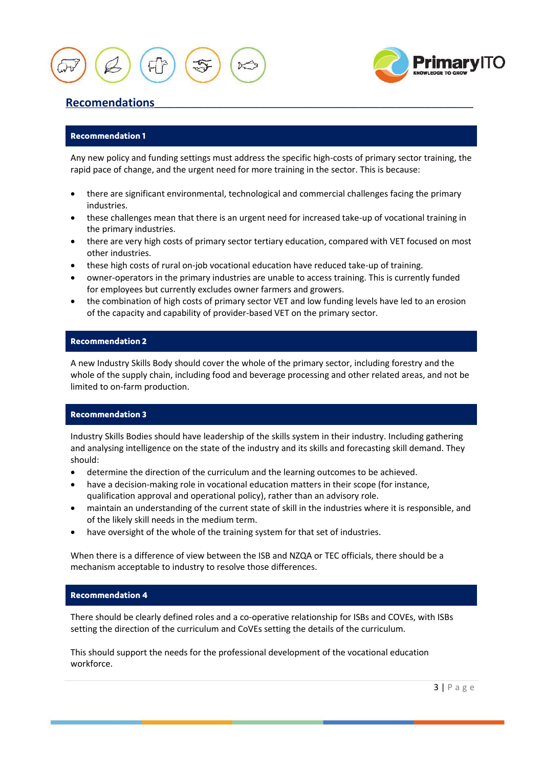## Recomendations

### Recommendation 1

Any new policy and funding settings must address the specific high-costs of primary sector training, the rapid pace of change, and the urgent need for more training in the sector. This is because:

- there are significant environmental, technological and commercial challenges facing the primary industries.
- these challenges mean that there is an urgent need for increased take-up of vocational training in the primary industries.
- there are very high costs of primary sector tertiary education, compared with VET focused on most other industries.
- these high costs of rural on-job vocational education have reduced take-up of training.
- owner-operators in the primary industries are unable to access training. This is currently funded for employees but currently excludes owner farmers and growers.
- the combination of high costs of primary sector VET and low funding levels have led to an erosion of the capacity and capability of provider-based VET on the primary sector.

### Recommendation 2

A new Industry Skills Body should cover the whole of the primary sector, including forestry and the whole of the supply chain, including food and beverage processing and other related areas, and not be limited to on-farm production.

### Recommendation 3

Industry Skills Bodies should have leadership of the skills system in their industry. Including gathering and analysing intelligence on the state of the industry and its skills and forecasting skill demand. They should:

- determine the direction of the curriculum and the learning outcomes to be achieved.
- have a decision-making role in vocational education matters in their scope (for instance, qualification approval and operational policy), rather than an advisory role.
- maintain an understanding of the current state of skill in the industries where it is responsible, and of the likely skill needs in the medium term.
- have oversight of the whole of the training system for that set of industries.

When there is a difference of view between the ISB and NZQA or TEC officials, there should be a mechanism acceptable to industry to resolve those differences.

### Recommendation 4

There should be clearly defined roles and a co-operative relationship for ISBs and COVEs, with ISBs setting the direction of the curriculum and CoVEs setting the details of the curriculum.

This should support the needs for the professional development of the vocational education workforce.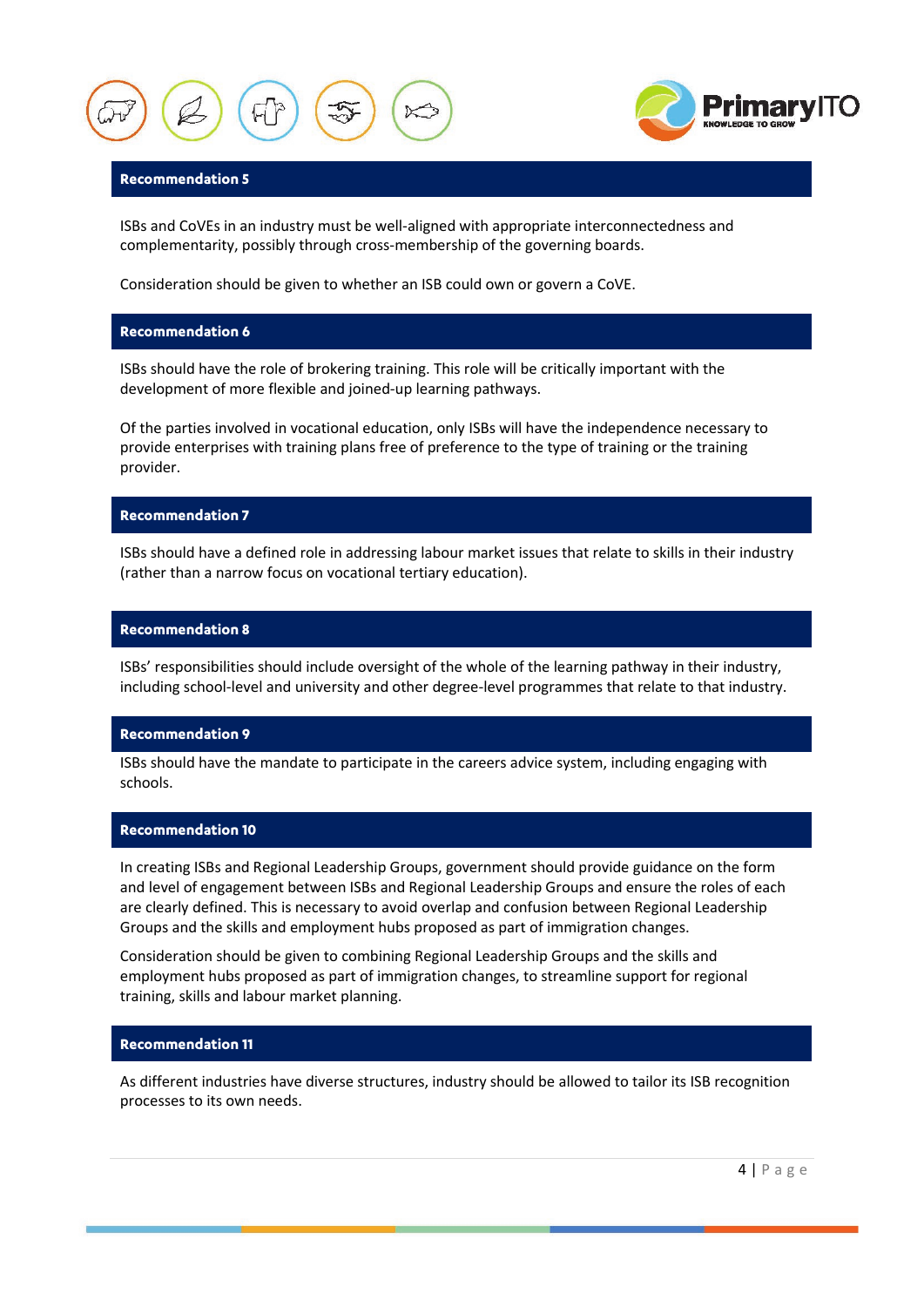### Recommendation 5

ISBs and CoVEs in an industry must be well-aligned with appropriate interconnectedness and complementarity, possibly through cross-membership of the governing boards.

Consideration should be given to whether an ISB could own or govern a CoVE.

### Recommendation 6

ISBs should have the role of brokering training. This role will be critically important with the development of more flexible and joined-up learning pathways.

Of the parties involved in vocational education, only ISBs will have the independence necessary to provide enterprises with training plans free of preference to the type of training or the training provider.

### Recommendation 7

ISBs should have a defined role in addressing labour market issues that relate to skills in their industry (rather than a narrow focus on vocational tertiary education).

### Recommendation 8

ISBs' responsibilities should include oversight of the whole of the learning pathway in their industry, including school-level and university and other degree-level programmes that relate to that industry.

### Recommendation 9

ISBs should have the mandate to participate in the careers advice system, including engaging with schools.

### Recommendation 10

In creating ISBs and Regional Leadership Groups, government should provide guidance on the form and level of engagement between ISBs and Regional Leadership Groups and ensure the roles of each are clearly defined. This is necessary to avoid overlap and confusion between Regional Leadership Groups and the skills and employment hubs proposed as part of immigration changes.

Consideration should be given to combining Regional Leadership Groups and the skills and employment hubs proposed as part of immigration changes, to streamline support for regional training, skills and labour market planning.

### Recommendation 11

As different industries have diverse structures, industry should be allowed to tailor its ISB recognition processes to its own needs.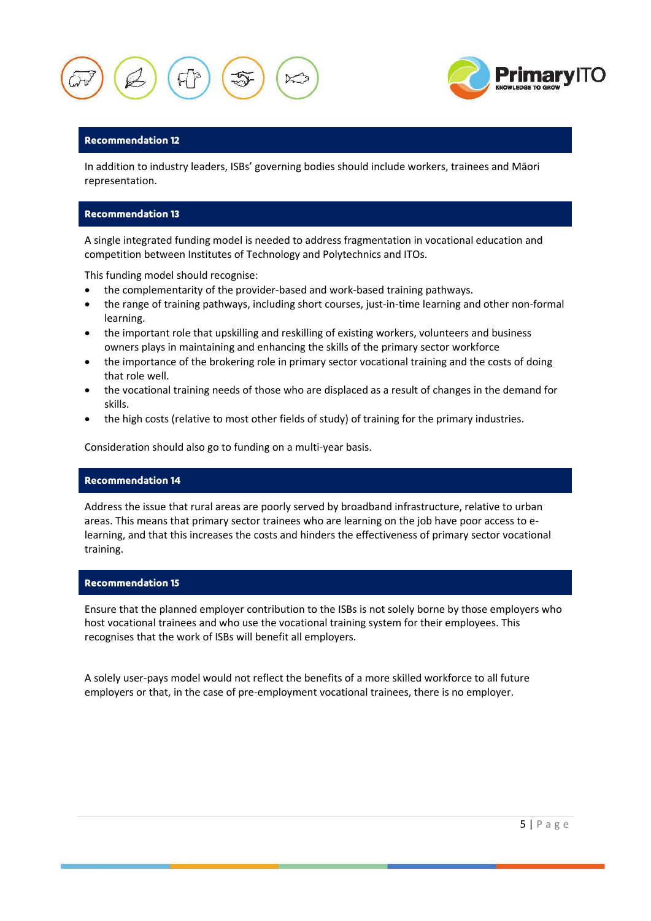### Recommendation 12

In addition to industry leaders, ISBs' governing bodies should include workers, trainees and Māori representation.

### Recommendation 13

A single integrated funding model is needed to address fragmentation in vocational education and competition between Institutes of Technology and Polytechnics and ITOs.

This funding model should recognise:

- the complementarity of the provider-based and work-based training pathways.
- the range of training pathways, including short courses, just-in-time learning and other non-formal learning.
- the important role that upskilling and reskilling of existing workers, volunteers and business owners plays in maintaining and enhancing the skills of the primary sector workforce
- the importance of the brokering role in primary sector vocational training and the costs of doing that role well.
- the vocational training needs of those who are displaced as a result of changes in the demand for skills.
- the high costs (relative to most other fields of study) of training for the primary industries.

Consideration should also go to funding on a multi-year basis.

### Recommendation 14

Address the issue that rural areas are poorly served by broadband infrastructure, relative to urban areas. This means that primary sector trainees who are learning on the job have poor access to e-learning, and that this increases the costs and hinders the effectiveness of primary sector vocational training.

### Recommendation 15

Ensure that the planned employer contribution to the ISBs is not solely borne by those employers who host vocational trainees and who use the vocational training system for their employees. This recognises that the work of ISBs will benefit all employers.

A solely user-pays model would not reflect the benefits of a more skilled workforce to all future employers or that, in the case of pre-employment vocational trainees, there is no employer.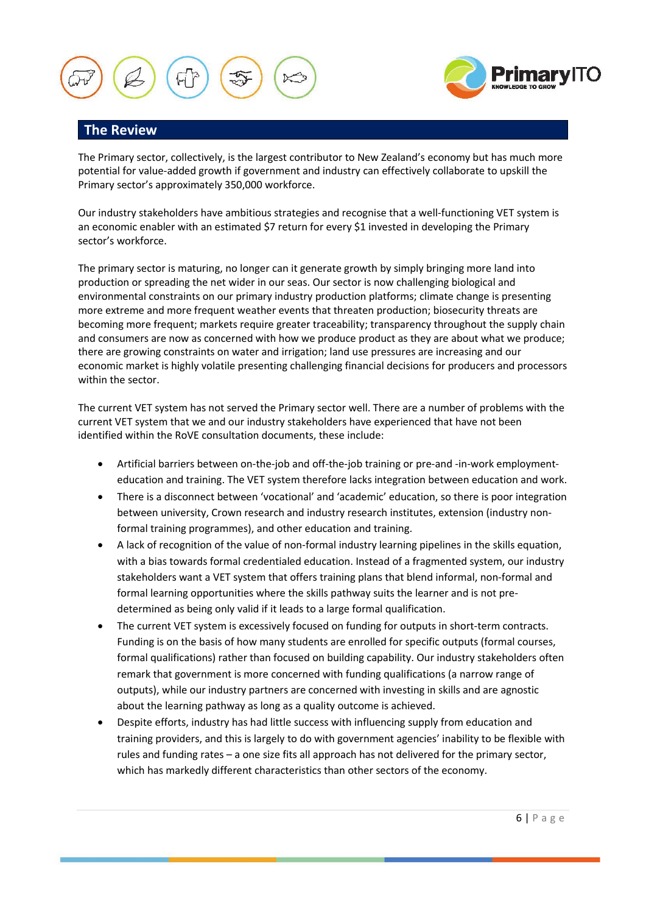## The Review

The Primary sector, collectively, is the largest contributor to New Zealand's economy but has much more potential for value-added growth if government and industry can effectively collaborate to upskill the Primary sector's approximately 350,000 workforce.

Our industry stakeholders have ambitious strategies and recognise that a well-functioning VET system is an economic enabler with an estimated $7 return for every $1 invested in developing the Primary sector's workforce.

The primary sector is maturing, no longer can it generate growth by simply bringing more land into production or spreading the net wider in our seas. Our sector is now challenging biological and environmental constraints on our primary industry production platforms; climate change is presenting more extreme and more frequent weather events that threaten production; biosecurity threats are becoming more frequent; markets require greater traceability; transparency throughout the supply chain and consumers are now as concerned with how we produce product as they are about what we produce; there are growing constraints on water and irrigation; land use pressures are increasing and our economic market is highly volatile presenting challenging financial decisions for producers and processors within the sector.

The current VET system has not served the Primary sector well. There are a number of problems with the current VET system that we and our industry stakeholders have experienced that have not been identified within the RoVE consultation documents, these include:

- Artificial barriers between on-the-job and off-the-job training or pre-and -in-work employment-education and training. The VET system therefore lacks integration between education and work.
- There is a disconnect between 'vocational' and 'academic' education, so there is poor integration between university, Crown research and industry research institutes, extension (industry non-formal training programmes), and other education and training.
- A lack of recognition of the value of non-formal industry learning pipelines in the skills equation, with a bias towards formal credentialed education. Instead of a fragmented system, our industry stakeholders want a VET system that offers training plans that blend informal, non-formal and formal learning opportunities where the skills pathway suits the learner and is not pre-determined as being only valid if it leads to a large formal qualification.
- The current VET system is excessively focused on funding for outputs in short-term contracts. Funding is on the basis of how many students are enrolled for specific outputs (formal courses, formal qualifications) rather than focused on building capability. Our industry stakeholders often remark that government is more concerned with funding qualifications (a narrow range of outputs), while our industry partners are concerned with investing in skills and are agnostic about the learning pathway as long as a quality outcome is achieved.
- Despite efforts, industry has had little success with influencing supply from education and training providers, and this is largely to do with government agencies' inability to be flexible with rules and funding rates – a one size fits all approach has not delivered for the primary sector, which has markedly different characteristics than other sectors of the economy.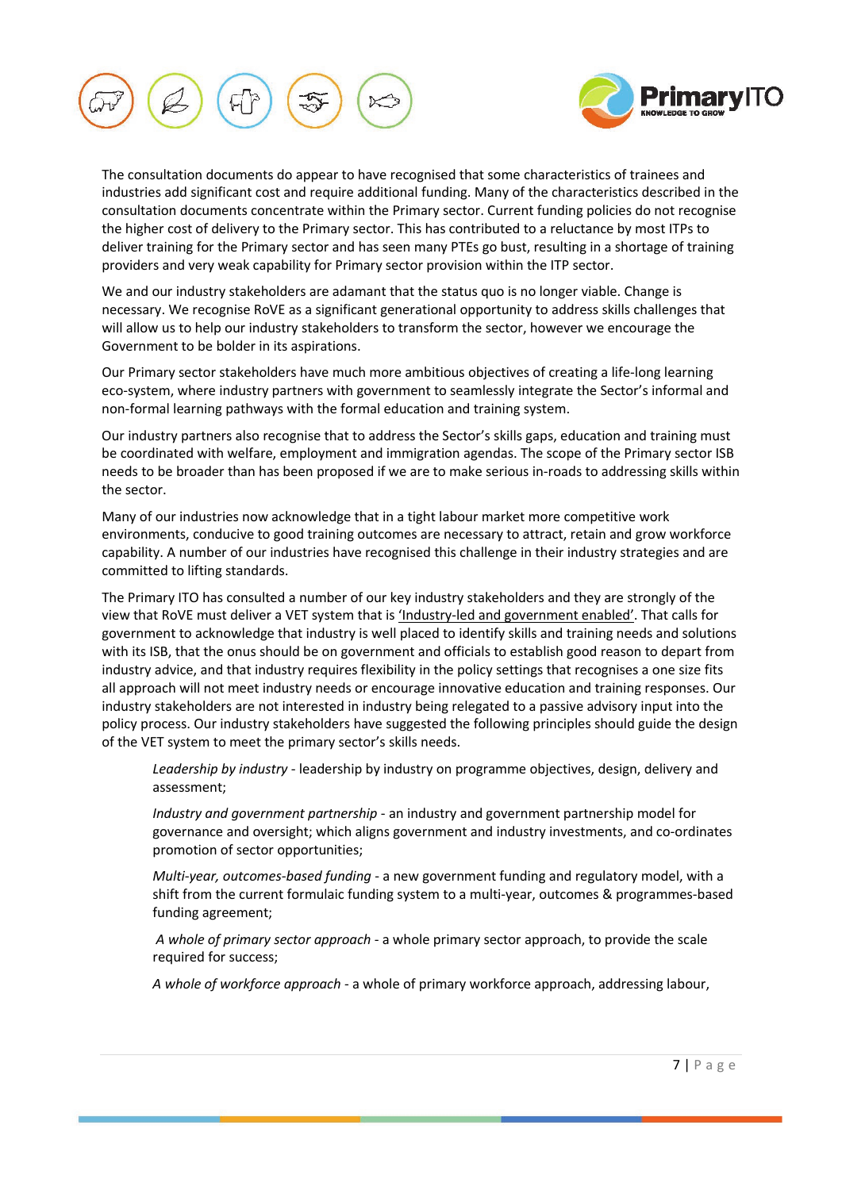The consultation documents do appear to have recognised that some characteristics of trainees and industries add significant cost and require additional funding. Many of the characteristics described in the consultation documents concentrate within the Primary sector. Current funding policies do not recognise the higher cost of delivery to the Primary sector. This has contributed to a reluctance by most ITPs to deliver training for the Primary sector and has seen many PTEs go bust, resulting in a shortage of training providers and very weak capability for Primary sector provision within the ITP sector.

We and our industry stakeholders are adamant that the status quo is no longer viable. Change is necessary. We recognise RoVE as a significant generational opportunity to address skills challenges that will allow us to help our industry stakeholders to transform the sector, however we encourage the Government to be bolder in its aspirations.

Our Primary sector stakeholders have much more ambitious objectives of creating a life-long learning eco-system, where industry partners with government to seamlessly integrate the Sector's informal and non-formal learning pathways with the formal education and training system.

Our industry partners also recognise that to address the Sector's skills gaps, education and training must be coordinated with welfare, employment and immigration agendas. The scope of the Primary sector ISB needs to be broader than has been proposed if we are to make serious in-roads to addressing skills within the sector.

Many of our industries now acknowledge that in a tight labour market more competitive work environments, conducive to good training outcomes are necessary to attract, retain and grow workforce capability. A number of our industries have recognised this challenge in their industry strategies and are committed to lifting standards.

The Primary ITO has consulted a number of our key industry stakeholders and they are strongly of the view that RoVE must deliver a VET system that is 'Industry-led and government enabled'. That calls for government to acknowledge that industry is well placed to identify skills and training needs and solutions with its ISB, that the onus should be on government and officials to establish good reason to depart from industry advice, and that industry requires flexibility in the policy settings that recognises a one size fits all approach will not meet industry needs or encourage innovative education and training responses. Our industry stakeholders are not interested in industry being relegated to a passive advisory input into the policy process. Our industry stakeholders have suggested the following principles should guide the design of the VET system to meet the primary sector's skills needs.

> *Leadership by industry* - leadership by industry on programme objectives, design, delivery and assessment;
>
> *Industry and government partnership* - an industry and government partnership model for governance and oversight; which aligns government and industry investments, and co-ordinates promotion of sector opportunities;
>
> *Multi-year, outcomes-based funding* - a new government funding and regulatory model, with a shift from the current formulaic funding system to a multi-year, outcomes & programmes-based funding agreement;
>
> *A whole of primary sector approach* - a whole primary sector approach, to provide the scale required for success;
>
> *A whole of workforce approach* - a whole of primary workforce approach, addressing labour,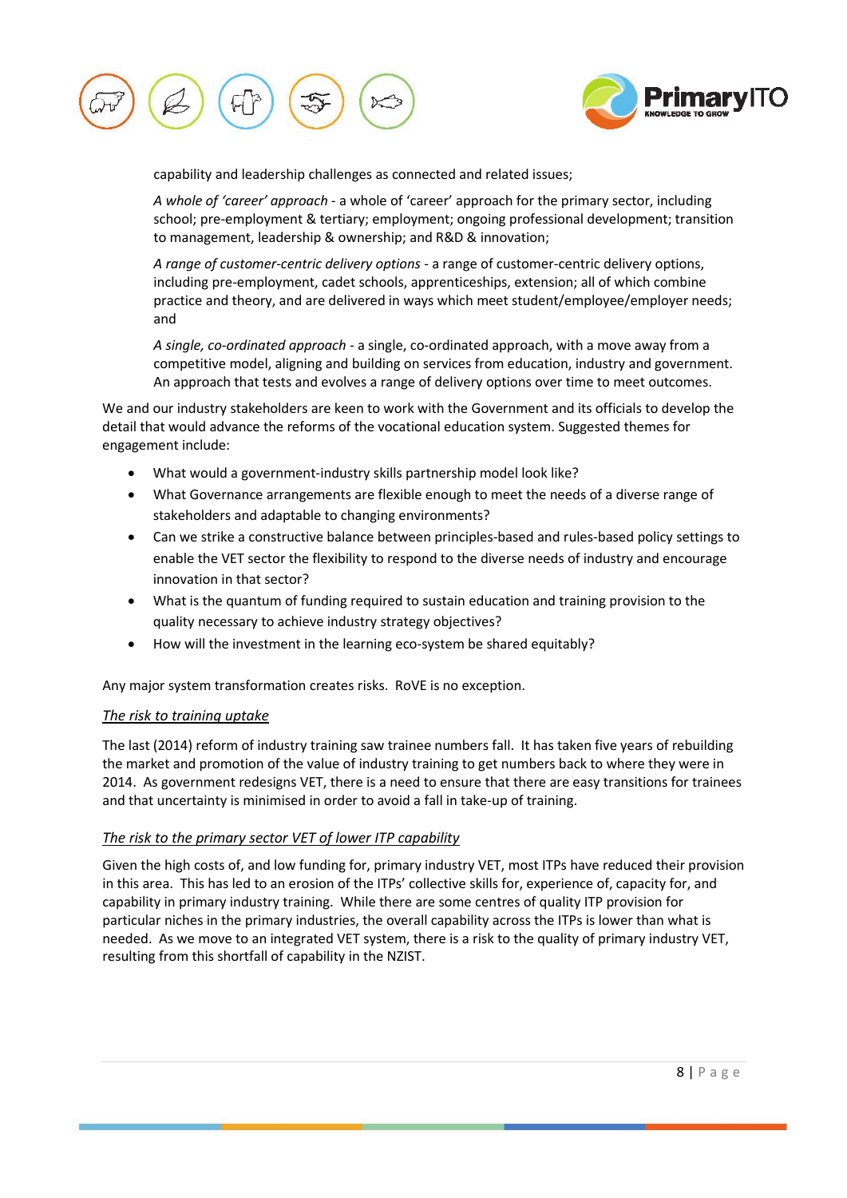capability and leadership challenges as connected and related issues;

*A whole of 'career' approach* - a whole of 'career' approach for the primary sector, including school; pre-employment & tertiary; employment; ongoing professional development; transition to management, leadership & ownership; and R&D & innovation;

*A range of customer-centric delivery options* - a range of customer-centric delivery options, including pre-employment, cadet schools, apprenticeships, extension; all of which combine practice and theory, and are delivered in ways which meet student/employee/employer needs; and

*A single, co-ordinated approach* - a single, co-ordinated approach, with a move away from a competitive model, aligning and building on services from education, industry and government. An approach that tests and evolves a range of delivery options over time to meet outcomes.

We and our industry stakeholders are keen to work with the Government and its officials to develop the detail that would advance the reforms of the vocational education system. Suggested themes for engagement include:

- What would a government-industry skills partnership model look like?
- What Governance arrangements are flexible enough to meet the needs of a diverse range of stakeholders and adaptable to changing environments?
- Can we strike a constructive balance between principles-based and rules-based policy settings to enable the VET sector the flexibility to respond to the diverse needs of industry and encourage innovation in that sector?
- What is the quantum of funding required to sustain education and training provision to the quality necessary to achieve industry strategy objectives?
- How will the investment in the learning eco-system be shared equitably?

Any major system transformation creates risks. RoVE is no exception.

*The risk to training uptake*

The last (2014) reform of industry training saw trainee numbers fall. It has taken five years of rebuilding the market and promotion of the value of industry training to get numbers back to where they were in 2014. As government redesigns VET, there is a need to ensure that there are easy transitions for trainees and that uncertainty is minimised in order to avoid a fall in take-up of training.

*The risk to the primary sector VET of lower ITP capability*

Given the high costs of, and low funding for, primary industry VET, most ITPs have reduced their provision in this area. This has led to an erosion of the ITPs' collective skills for, experience of, capacity for, and capability in primary industry training. While there are some centres of quality ITP provision for particular niches in the primary industries, the overall capability across the ITPs is lower than what is needed. As we move to an integrated VET system, there is a risk to the quality of primary industry VET, resulting from this shortfall of capability in the NZIST.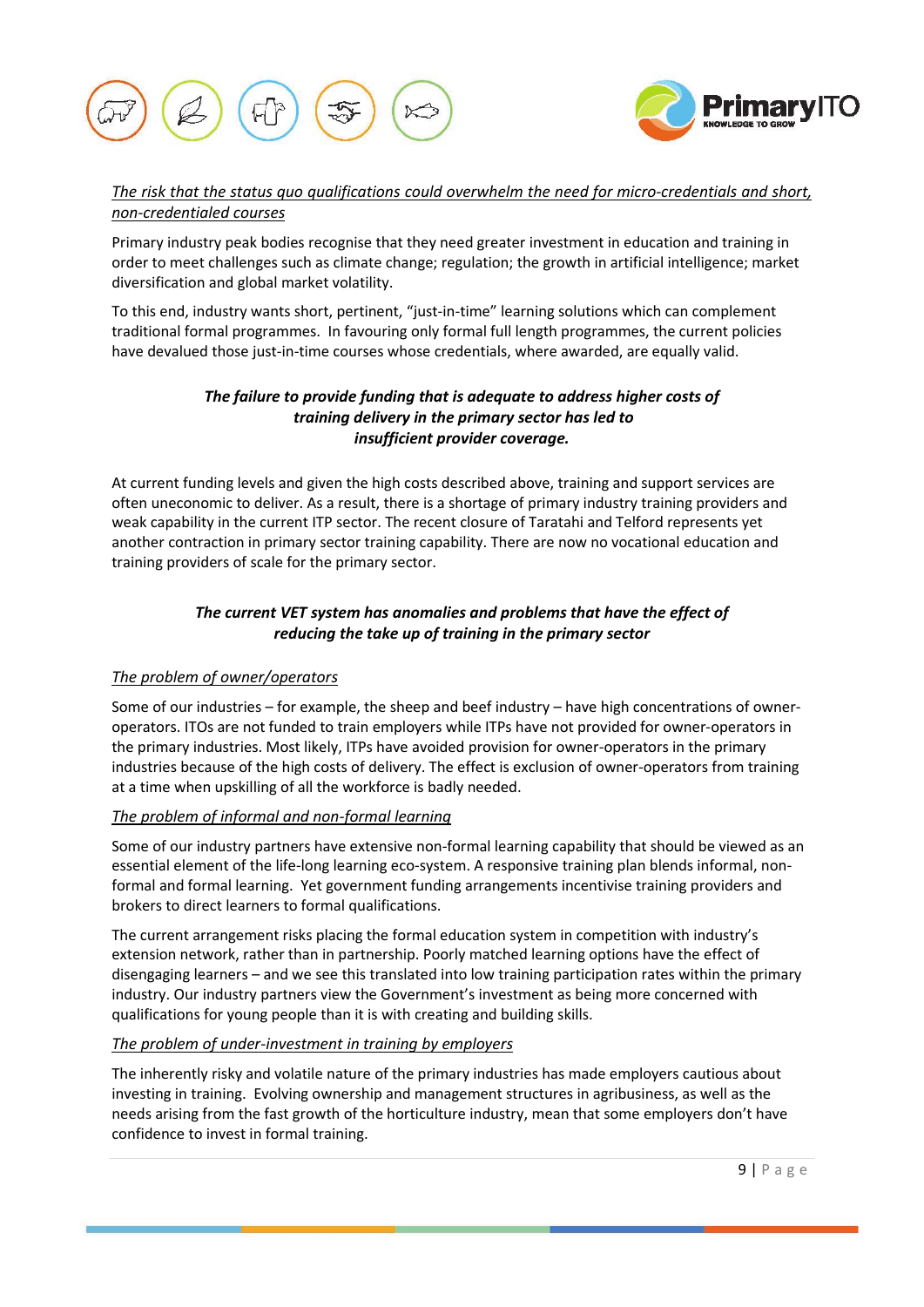*The risk that the status quo qualifications could overwhelm the need for micro-credentials and short, non-credentialed courses*

Primary industry peak bodies recognise that they need greater investment in education and training in order to meet challenges such as climate change; regulation; the growth in artificial intelligence; market diversification and global market volatility.

To this end, industry wants short, pertinent, "just-in-time" learning solutions which can complement traditional formal programmes. In favouring only formal full length programmes, the current policies have devalued those just-in-time courses whose credentials, where awarded, are equally valid.

### *The failure to provide funding that is adequate to address higher costs of training delivery in the primary sector has led to insufficient provider coverage.*

At current funding levels and given the high costs described above, training and support services are often uneconomic to deliver. As a result, there is a shortage of primary industry training providers and weak capability in the current ITP sector. The recent closure of Taratahi and Telford represents yet another contraction in primary sector training capability. There are now no vocational education and training providers of scale for the primary sector.

### *The current VET system has anomalies and problems that have the effect of reducing the take up of training in the primary sector*

*The problem of owner/operators*

Some of our industries – for example, the sheep and beef industry – have high concentrations of owner-operators. ITOs are not funded to train employers while ITPs have not provided for owner-operators in the primary industries. Most likely, ITPs have avoided provision for owner-operators in the primary industries because of the high costs of delivery. The effect is exclusion of owner-operators from training at a time when upskilling of all the workforce is badly needed.

*The problem of informal and non-formal learning*

Some of our industry partners have extensive non-formal learning capability that should be viewed as an essential element of the life-long learning eco-system. A responsive training plan blends informal, non-formal and formal learning. Yet government funding arrangements incentivise training providers and brokers to direct learners to formal qualifications.

The current arrangement risks placing the formal education system in competition with industry's extension network, rather than in partnership. Poorly matched learning options have the effect of disengaging learners – and we see this translated into low training participation rates within the primary industry. Our industry partners view the Government's investment as being more concerned with qualifications for young people than it is with creating and building skills.

*The problem of under-investment in training by employers*

The inherently risky and volatile nature of the primary industries has made employers cautious about investing in training. Evolving ownership and management structures in agribusiness, as well as the needs arising from the fast growth of the horticulture industry, mean that some employers don't have confidence to invest in formal training.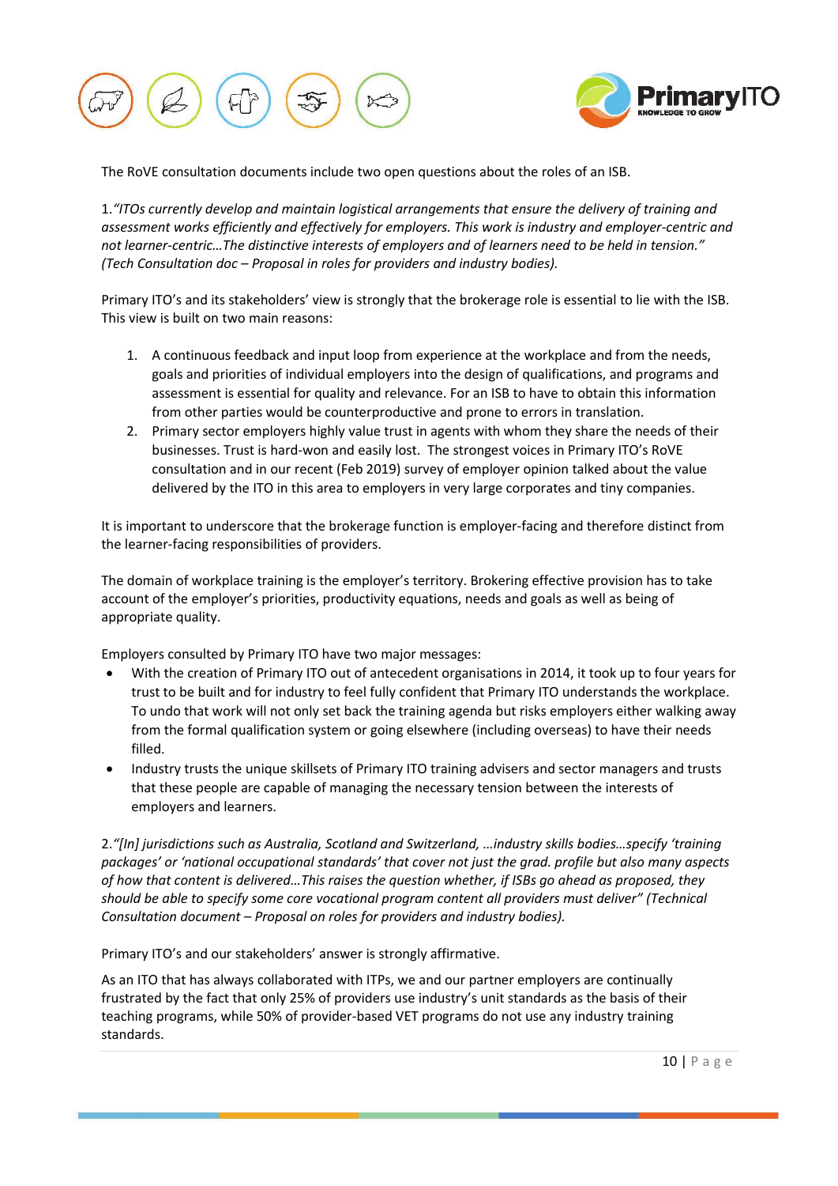The RoVE consultation documents include two open questions about the roles of an ISB.

1.*"ITOs currently develop and maintain logistical arrangements that ensure the delivery of training and assessment works efficiently and effectively for employers. This work is industry and employer-centric and not learner-centric…The distinctive interests of employers and of learners need to be held in tension." (Tech Consultation doc – Proposal in roles for providers and industry bodies).*

Primary ITO's and its stakeholders' view is strongly that the brokerage role is essential to lie with the ISB. This view is built on two main reasons:

1. A continuous feedback and input loop from experience at the workplace and from the needs, goals and priorities of individual employers into the design of qualifications, and programs and assessment is essential for quality and relevance. For an ISB to have to obtain this information from other parties would be counterproductive and prone to errors in translation.
2. Primary sector employers highly value trust in agents with whom they share the needs of their businesses. Trust is hard-won and easily lost. The strongest voices in Primary ITO's RoVE consultation and in our recent (Feb 2019) survey of employer opinion talked about the value delivered by the ITO in this area to employers in very large corporates and tiny companies.

It is important to underscore that the brokerage function is employer-facing and therefore distinct from the learner-facing responsibilities of providers.

The domain of workplace training is the employer's territory. Brokering effective provision has to take account of the employer's priorities, productivity equations, needs and goals as well as being of appropriate quality.

Employers consulted by Primary ITO have two major messages:

- With the creation of Primary ITO out of antecedent organisations in 2014, it took up to four years for trust to be built and for industry to feel fully confident that Primary ITO understands the workplace. To undo that work will not only set back the training agenda but risks employers either walking away from the formal qualification system or going elsewhere (including overseas) to have their needs filled.
- Industry trusts the unique skillsets of Primary ITO training advisers and sector managers and trusts that these people are capable of managing the necessary tension between the interests of employers and learners.

2.*"[In] jurisdictions such as Australia, Scotland and Switzerland, …industry skills bodies…specify 'training packages' or 'national occupational standards' that cover not just the grad. profile but also many aspects of how that content is delivered…This raises the question whether, if ISBs go ahead as proposed, they should be able to specify some core vocational program content all providers must deliver" (Technical Consultation document – Proposal on roles for providers and industry bodies).*

Primary ITO's and our stakeholders' answer is strongly affirmative.

As an ITO that has always collaborated with ITPs, we and our partner employers are continually frustrated by the fact that only 25% of providers use industry's unit standards as the basis of their teaching programs, while 50% of provider-based VET programs do not use any industry training standards.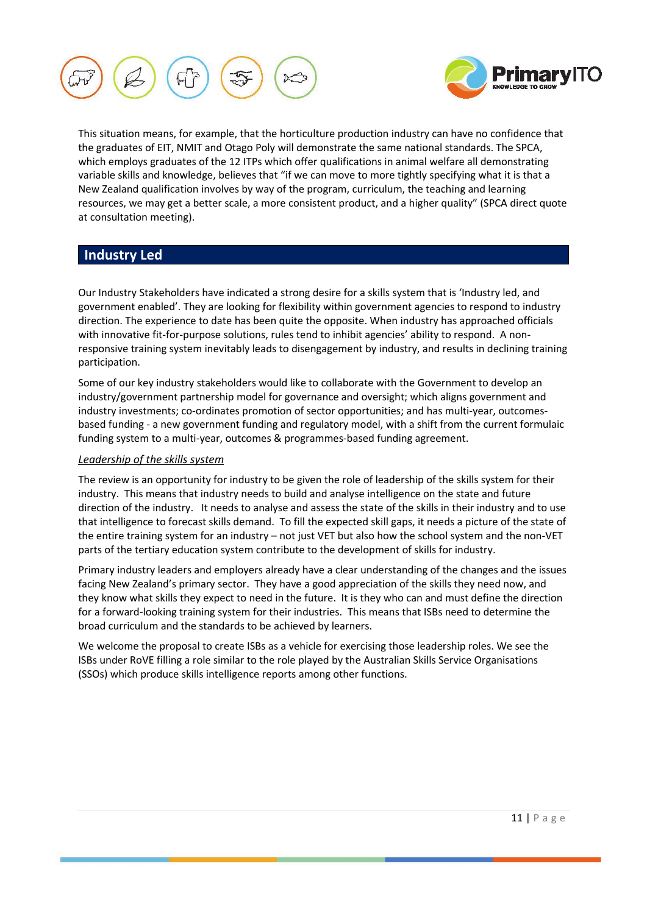This situation means, for example, that the horticulture production industry can have no confidence that the graduates of EIT, NMIT and Otago Poly will demonstrate the same national standards. The SPCA, which employs graduates of the 12 ITPs which offer qualifications in animal welfare all demonstrating variable skills and knowledge, believes that "if we can move to more tightly specifying what it is that a New Zealand qualification involves by way of the program, curriculum, the teaching and learning resources, we may get a better scale, a more consistent product, and a higher quality" (SPCA direct quote at consultation meeting).

## Industry Led

Our Industry Stakeholders have indicated a strong desire for a skills system that is 'Industry led, and government enabled'. They are looking for flexibility within government agencies to respond to industry direction. The experience to date has been quite the opposite. When industry has approached officials with innovative fit-for-purpose solutions, rules tend to inhibit agencies' ability to respond. A non-responsive training system inevitably leads to disengagement by industry, and results in declining training participation.

Some of our key industry stakeholders would like to collaborate with the Government to develop an industry/government partnership model for governance and oversight; which aligns government and industry investments; co-ordinates promotion of sector opportunities; and has multi-year, outcomes-based funding - a new government funding and regulatory model, with a shift from the current formulaic funding system to a multi-year, outcomes & programmes-based funding agreement.

*Leadership of the skills system*

The review is an opportunity for industry to be given the role of leadership of the skills system for their industry. This means that industry needs to build and analyse intelligence on the state and future direction of the industry. It needs to analyse and assess the state of the skills in their industry and to use that intelligence to forecast skills demand. To fill the expected skill gaps, it needs a picture of the state of the entire training system for an industry – not just VET but also how the school system and the non-VET parts of the tertiary education system contribute to the development of skills for industry.

Primary industry leaders and employers already have a clear understanding of the changes and the issues facing New Zealand's primary sector. They have a good appreciation of the skills they need now, and they know what skills they expect to need in the future. It is they who can and must define the direction for a forward-looking training system for their industries. This means that ISBs need to determine the broad curriculum and the standards to be achieved by learners.

We welcome the proposal to create ISBs as a vehicle for exercising those leadership roles. We see the ISBs under RoVE filling a role similar to the role played by the Australian Skills Service Organisations (SSOs) which produce skills intelligence reports among other functions.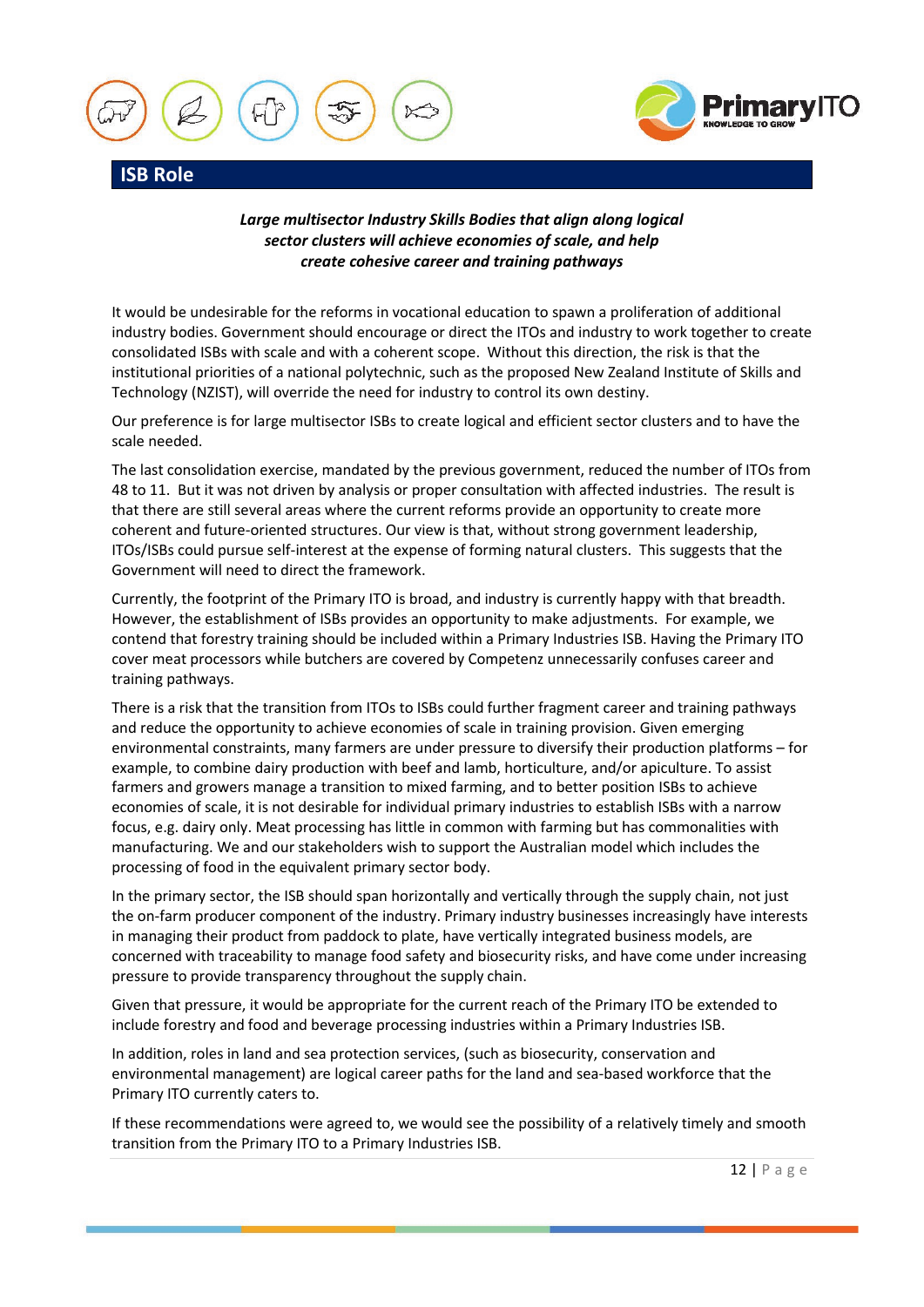## ISB Role

***Large multisector Industry Skills Bodies that align along logical sector clusters will achieve economies of scale, and help create cohesive career and training pathways***

It would be undesirable for the reforms in vocational education to spawn a proliferation of additional industry bodies. Government should encourage or direct the ITOs and industry to work together to create consolidated ISBs with scale and with a coherent scope. Without this direction, the risk is that the institutional priorities of a national polytechnic, such as the proposed New Zealand Institute of Skills and Technology (NZIST), will override the need for industry to control its own destiny.

Our preference is for large multisector ISBs to create logical and efficient sector clusters and to have the scale needed.

The last consolidation exercise, mandated by the previous government, reduced the number of ITOs from 48 to 11. But it was not driven by analysis or proper consultation with affected industries. The result is that there are still several areas where the current reforms provide an opportunity to create more coherent and future-oriented structures. Our view is that, without strong government leadership, ITOs/ISBs could pursue self-interest at the expense of forming natural clusters. This suggests that the Government will need to direct the framework.

Currently, the footprint of the Primary ITO is broad, and industry is currently happy with that breadth. However, the establishment of ISBs provides an opportunity to make adjustments. For example, we contend that forestry training should be included within a Primary Industries ISB. Having the Primary ITO cover meat processors while butchers are covered by Competenz unnecessarily confuses career and training pathways.

There is a risk that the transition from ITOs to ISBs could further fragment career and training pathways and reduce the opportunity to achieve economies of scale in training provision. Given emerging environmental constraints, many farmers are under pressure to diversify their production platforms – for example, to combine dairy production with beef and lamb, horticulture, and/or apiculture. To assist farmers and growers manage a transition to mixed farming, and to better position ISBs to achieve economies of scale, it is not desirable for individual primary industries to establish ISBs with a narrow focus, e.g. dairy only. Meat processing has little in common with farming but has commonalities with manufacturing. We and our stakeholders wish to support the Australian model which includes the processing of food in the equivalent primary sector body.

In the primary sector, the ISB should span horizontally and vertically through the supply chain, not just the on-farm producer component of the industry. Primary industry businesses increasingly have interests in managing their product from paddock to plate, have vertically integrated business models, are concerned with traceability to manage food safety and biosecurity risks, and have come under increasing pressure to provide transparency throughout the supply chain.

Given that pressure, it would be appropriate for the current reach of the Primary ITO be extended to include forestry and food and beverage processing industries within a Primary Industries ISB.

In addition, roles in land and sea protection services, (such as biosecurity, conservation and environmental management) are logical career paths for the land and sea-based workforce that the Primary ITO currently caters to.

If these recommendations were agreed to, we would see the possibility of a relatively timely and smooth transition from the Primary ITO to a Primary Industries ISB.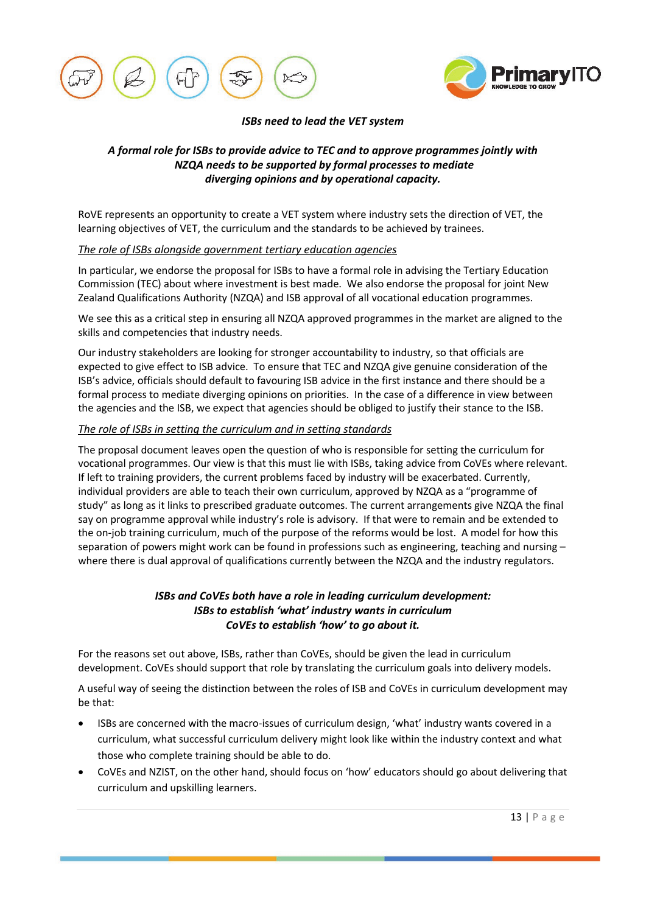*ISBs need to lead the VET system*

***A formal role for ISBs to provide advice to TEC and to approve programmes jointly with NZQA needs to be supported by formal processes to mediate diverging opinions and by operational capacity.***

RoVE represents an opportunity to create a VET system where industry sets the direction of VET, the learning objectives of VET, the curriculum and the standards to be achieved by trainees.

<u>The role of ISBs alongside government tertiary education agencies</u>

In particular, we endorse the proposal for ISBs to have a formal role in advising the Tertiary Education Commission (TEC) about where investment is best made. We also endorse the proposal for joint New Zealand Qualifications Authority (NZQA) and ISB approval of all vocational education programmes.

We see this as a critical step in ensuring all NZQA approved programmes in the market are aligned to the skills and competencies that industry needs.

Our industry stakeholders are looking for stronger accountability to industry, so that officials are expected to give effect to ISB advice. To ensure that TEC and NZQA give genuine consideration of the ISB's advice, officials should default to favouring ISB advice in the first instance and there should be a formal process to mediate diverging opinions on priorities. In the case of a difference in view between the agencies and the ISB, we expect that agencies should be obliged to justify their stance to the ISB.

<u>The role of ISBs in setting the curriculum and in setting standards</u>

The proposal document leaves open the question of who is responsible for setting the curriculum for vocational programmes. Our view is that this must lie with ISBs, taking advice from CoVEs where relevant. If left to training providers, the current problems faced by industry will be exacerbated. Currently, individual providers are able to teach their own curriculum, approved by NZQA as a "programme of study" as long as it links to prescribed graduate outcomes. The current arrangements give NZQA the final say on programme approval while industry's role is advisory. If that were to remain and be extended to the on-job training curriculum, much of the purpose of the reforms would be lost. A model for how this separation of powers might work can be found in professions such as engineering, teaching and nursing – where there is dual approval of qualifications currently between the NZQA and the industry regulators.

***ISBs and CoVEs both have a role in leading curriculum development:***
***ISBs to establish 'what' industry wants in curriculum***
***CoVEs to establish 'how' to go about it.***

For the reasons set out above, ISBs, rather than CoVEs, should be given the lead in curriculum development. CoVEs should support that role by translating the curriculum goals into delivery models.

A useful way of seeing the distinction between the roles of ISB and CoVEs in curriculum development may be that:

- ISBs are concerned with the macro-issues of curriculum design, 'what' industry wants covered in a curriculum, what successful curriculum delivery might look like within the industry context and what those who complete training should be able to do.
- CoVEs and NZIST, on the other hand, should focus on 'how' educators should go about delivering that curriculum and upskilling learners.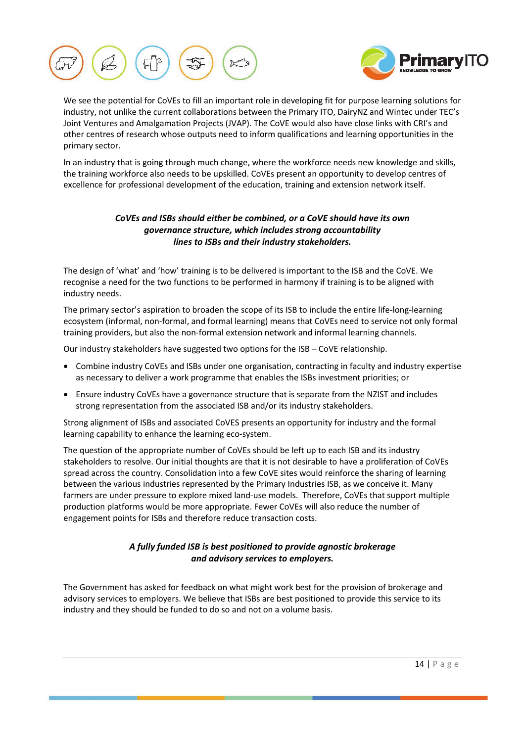We see the potential for CoVEs to fill an important role in developing fit for purpose learning solutions for industry, not unlike the current collaborations between the Primary ITO, DairyNZ and Wintec under TEC's Joint Ventures and Amalgamation Projects (JVAP). The CoVE would also have close links with CRI's and other centres of research whose outputs need to inform qualifications and learning opportunities in the primary sector.

In an industry that is going through much change, where the workforce needs new knowledge and skills, the training workforce also needs to be upskilled. CoVEs present an opportunity to develop centres of excellence for professional development of the education, training and extension network itself.

***CoVEs and ISBs should either be combined, or a CoVE should have its own governance structure, which includes strong accountability lines to ISBs and their industry stakeholders.***

The design of 'what' and 'how' training is to be delivered is important to the ISB and the CoVE. We recognise a need for the two functions to be performed in harmony if training is to be aligned with industry needs.

The primary sector's aspiration to broaden the scope of its ISB to include the entire life-long-learning ecosystem (informal, non-formal, and formal learning) means that CoVEs need to service not only formal training providers, but also the non-formal extension network and informal learning channels.

Our industry stakeholders have suggested two options for the ISB – CoVE relationship.

- Combine industry CoVEs and ISBs under one organisation, contracting in faculty and industry expertise as necessary to deliver a work programme that enables the ISBs investment priorities; or
- Ensure industry CoVEs have a governance structure that is separate from the NZIST and includes strong representation from the associated ISB and/or its industry stakeholders.

Strong alignment of ISBs and associated CoVES presents an opportunity for industry and the formal learning capability to enhance the learning eco-system.

The question of the appropriate number of CoVEs should be left up to each ISB and its industry stakeholders to resolve. Our initial thoughts are that it is not desirable to have a proliferation of CoVEs spread across the country. Consolidation into a few CoVE sites would reinforce the sharing of learning between the various industries represented by the Primary Industries ISB, as we conceive it. Many farmers are under pressure to explore mixed land-use models. Therefore, CoVEs that support multiple production platforms would be more appropriate. Fewer CoVEs will also reduce the number of engagement points for ISBs and therefore reduce transaction costs.

***A fully funded ISB is best positioned to provide agnostic brokerage and advisory services to employers.***

The Government has asked for feedback on what might work best for the provision of brokerage and advisory services to employers. We believe that ISBs are best positioned to provide this service to its industry and they should be funded to do so and not on a volume basis.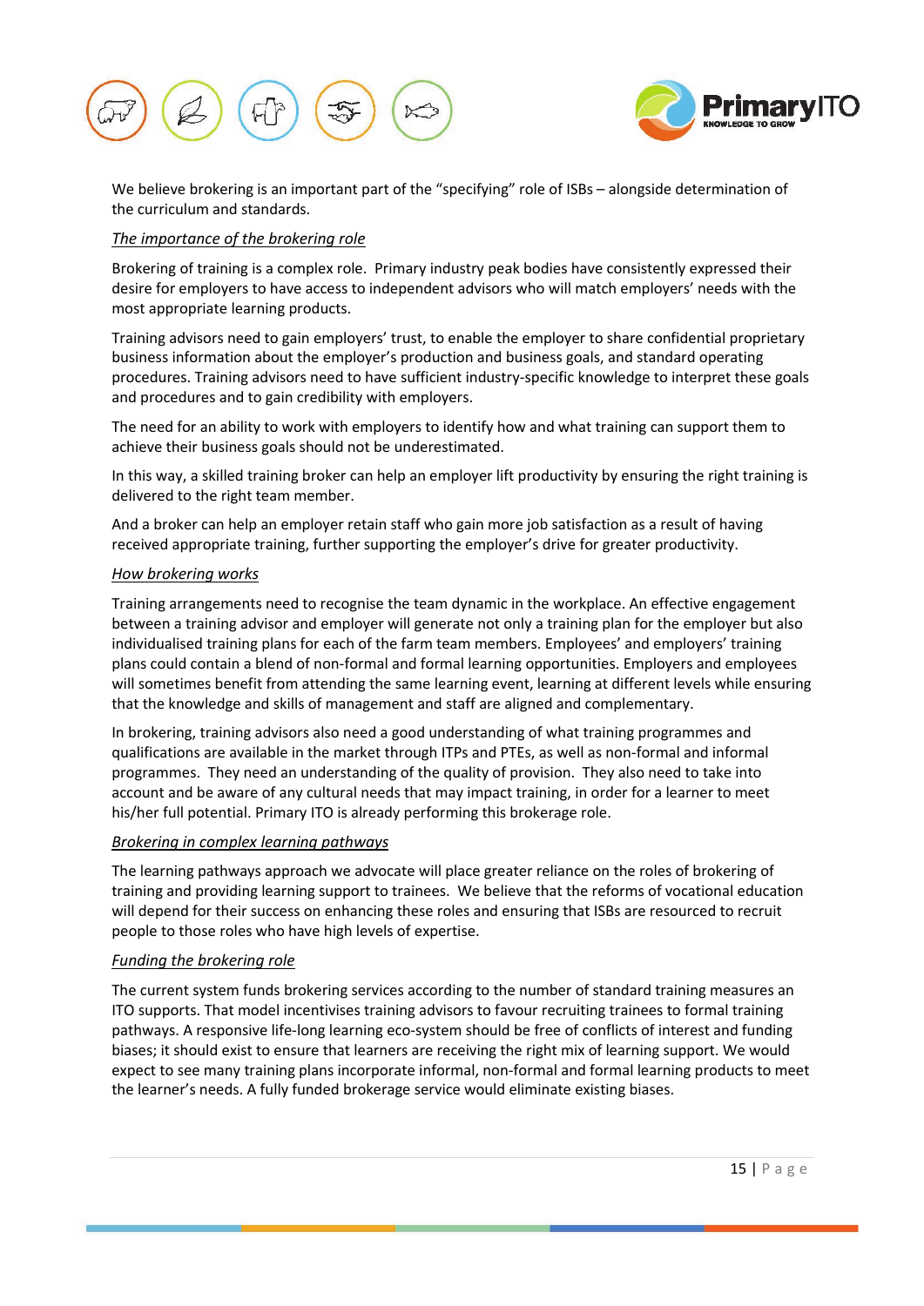We believe brokering is an important part of the "specifying" role of ISBs – alongside determination of the curriculum and standards.

_The importance of the brokering role_

Brokering of training is a complex role. Primary industry peak bodies have consistently expressed their desire for employers to have access to independent advisors who will match employers' needs with the most appropriate learning products.

Training advisors need to gain employers' trust, to enable the employer to share confidential proprietary business information about the employer's production and business goals, and standard operating procedures. Training advisors need to have sufficient industry-specific knowledge to interpret these goals and procedures and to gain credibility with employers.

The need for an ability to work with employers to identify how and what training can support them to achieve their business goals should not be underestimated.

In this way, a skilled training broker can help an employer lift productivity by ensuring the right training is delivered to the right team member.

And a broker can help an employer retain staff who gain more job satisfaction as a result of having received appropriate training, further supporting the employer's drive for greater productivity.

_How brokering works_

Training arrangements need to recognise the team dynamic in the workplace. An effective engagement between a training advisor and employer will generate not only a training plan for the employer but also individualised training plans for each of the farm team members. Employees' and employers' training plans could contain a blend of non-formal and formal learning opportunities. Employers and employees will sometimes benefit from attending the same learning event, learning at different levels while ensuring that the knowledge and skills of management and staff are aligned and complementary.

In brokering, training advisors also need a good understanding of what training programmes and qualifications are available in the market through ITPs and PTEs, as well as non-formal and informal programmes. They need an understanding of the quality of provision. They also need to take into account and be aware of any cultural needs that may impact training, in order for a learner to meet his/her full potential. Primary ITO is already performing this brokerage role.

_Brokering in complex learning pathways_

The learning pathways approach we advocate will place greater reliance on the roles of brokering of training and providing learning support to trainees. We believe that the reforms of vocational education will depend for their success on enhancing these roles and ensuring that ISBs are resourced to recruit people to those roles who have high levels of expertise.

_Funding the brokering role_

The current system funds brokering services according to the number of standard training measures an ITO supports. That model incentivises training advisors to favour recruiting trainees to formal training pathways. A responsive life-long learning eco-system should be free of conflicts of interest and funding biases; it should exist to ensure that learners are receiving the right mix of learning support. We would expect to see many training plans incorporate informal, non-formal and formal learning products to meet the learner's needs. A fully funded brokerage service would eliminate existing biases.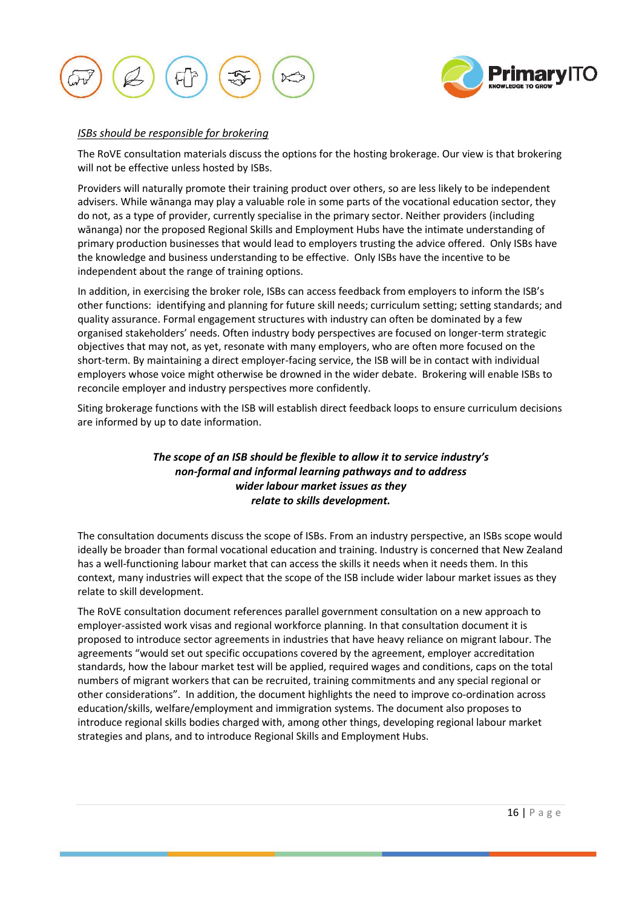*ISBs should be responsible for brokering*

The RoVE consultation materials discuss the options for the hosting brokerage. Our view is that brokering will not be effective unless hosted by ISBs.

Providers will naturally promote their training product over others, so are less likely to be independent advisers. While wānanga may play a valuable role in some parts of the vocational education sector, they do not, as a type of provider, currently specialise in the primary sector. Neither providers (including wānanga) nor the proposed Regional Skills and Employment Hubs have the intimate understanding of primary production businesses that would lead to employers trusting the advice offered. Only ISBs have the knowledge and business understanding to be effective. Only ISBs have the incentive to be independent about the range of training options.

In addition, in exercising the broker role, ISBs can access feedback from employers to inform the ISB's other functions: identifying and planning for future skill needs; curriculum setting; setting standards; and quality assurance. Formal engagement structures with industry can often be dominated by a few organised stakeholders' needs. Often industry body perspectives are focused on longer-term strategic objectives that may not, as yet, resonate with many employers, who are often more focused on the short-term. By maintaining a direct employer-facing service, the ISB will be in contact with individual employers whose voice might otherwise be drowned in the wider debate. Brokering will enable ISBs to reconcile employer and industry perspectives more confidently.

Siting brokerage functions with the ISB will establish direct feedback loops to ensure curriculum decisions are informed by up to date information.

***The scope of an ISB should be flexible to allow it to service industry's non-formal and informal learning pathways and to address wider labour market issues as they relate to skills development.***

The consultation documents discuss the scope of ISBs. From an industry perspective, an ISBs scope would ideally be broader than formal vocational education and training. Industry is concerned that New Zealand has a well-functioning labour market that can access the skills it needs when it needs them. In this context, many industries will expect that the scope of the ISB include wider labour market issues as they relate to skill development.

The RoVE consultation document references parallel government consultation on a new approach to employer-assisted work visas and regional workforce planning. In that consultation document it is proposed to introduce sector agreements in industries that have heavy reliance on migrant labour. The agreements "would set out specific occupations covered by the agreement, employer accreditation standards, how the labour market test will be applied, required wages and conditions, caps on the total numbers of migrant workers that can be recruited, training commitments and any special regional or other considerations". In addition, the document highlights the need to improve co-ordination across education/skills, welfare/employment and immigration systems. The document also proposes to introduce regional skills bodies charged with, among other things, developing regional labour market strategies and plans, and to introduce Regional Skills and Employment Hubs.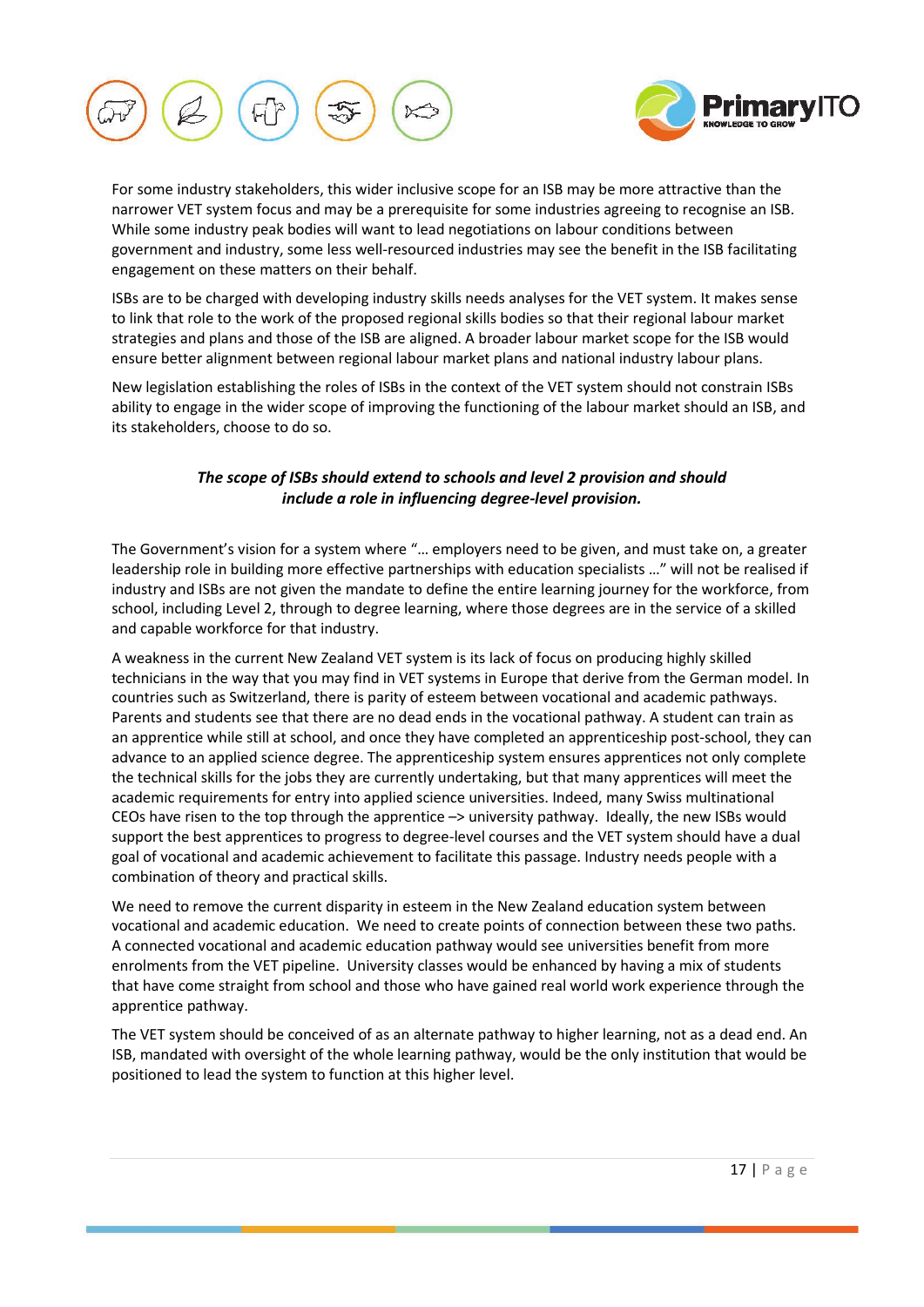For some industry stakeholders, this wider inclusive scope for an ISB may be more attractive than the narrower VET system focus and may be a prerequisite for some industries agreeing to recognise an ISB. While some industry peak bodies will want to lead negotiations on labour conditions between government and industry, some less well-resourced industries may see the benefit in the ISB facilitating engagement on these matters on their behalf.

ISBs are to be charged with developing industry skills needs analyses for the VET system. It makes sense to link that role to the work of the proposed regional skills bodies so that their regional labour market strategies and plans and those of the ISB are aligned. A broader labour market scope for the ISB would ensure better alignment between regional labour market plans and national industry labour plans.

New legislation establishing the roles of ISBs in the context of the VET system should not constrain ISBs ability to engage in the wider scope of improving the functioning of the labour market should an ISB, and its stakeholders, choose to do so.

***The scope of ISBs should extend to schools and level 2 provision and should include a role in influencing degree-level provision.***

The Government's vision for a system where "… employers need to be given, and must take on, a greater leadership role in building more effective partnerships with education specialists …" will not be realised if industry and ISBs are not given the mandate to define the entire learning journey for the workforce, from school, including Level 2, through to degree learning, where those degrees are in the service of a skilled and capable workforce for that industry.

A weakness in the current New Zealand VET system is its lack of focus on producing highly skilled technicians in the way that you may find in VET systems in Europe that derive from the German model. In countries such as Switzerland, there is parity of esteem between vocational and academic pathways. Parents and students see that there are no dead ends in the vocational pathway. A student can train as an apprentice while still at school, and once they have completed an apprenticeship post-school, they can advance to an applied science degree. The apprenticeship system ensures apprentices not only complete the technical skills for the jobs they are currently undertaking, but that many apprentices will meet the academic requirements for entry into applied science universities. Indeed, many Swiss multinational CEOs have risen to the top through the apprentice –> university pathway. Ideally, the new ISBs would support the best apprentices to progress to degree-level courses and the VET system should have a dual goal of vocational and academic achievement to facilitate this passage. Industry needs people with a combination of theory and practical skills.

We need to remove the current disparity in esteem in the New Zealand education system between vocational and academic education. We need to create points of connection between these two paths. A connected vocational and academic education pathway would see universities benefit from more enrolments from the VET pipeline. University classes would be enhanced by having a mix of students that have come straight from school and those who have gained real world work experience through the apprentice pathway.

The VET system should be conceived of as an alternate pathway to higher learning, not as a dead end. An ISB, mandated with oversight of the whole learning pathway, would be the only institution that would be positioned to lead the system to function at this higher level.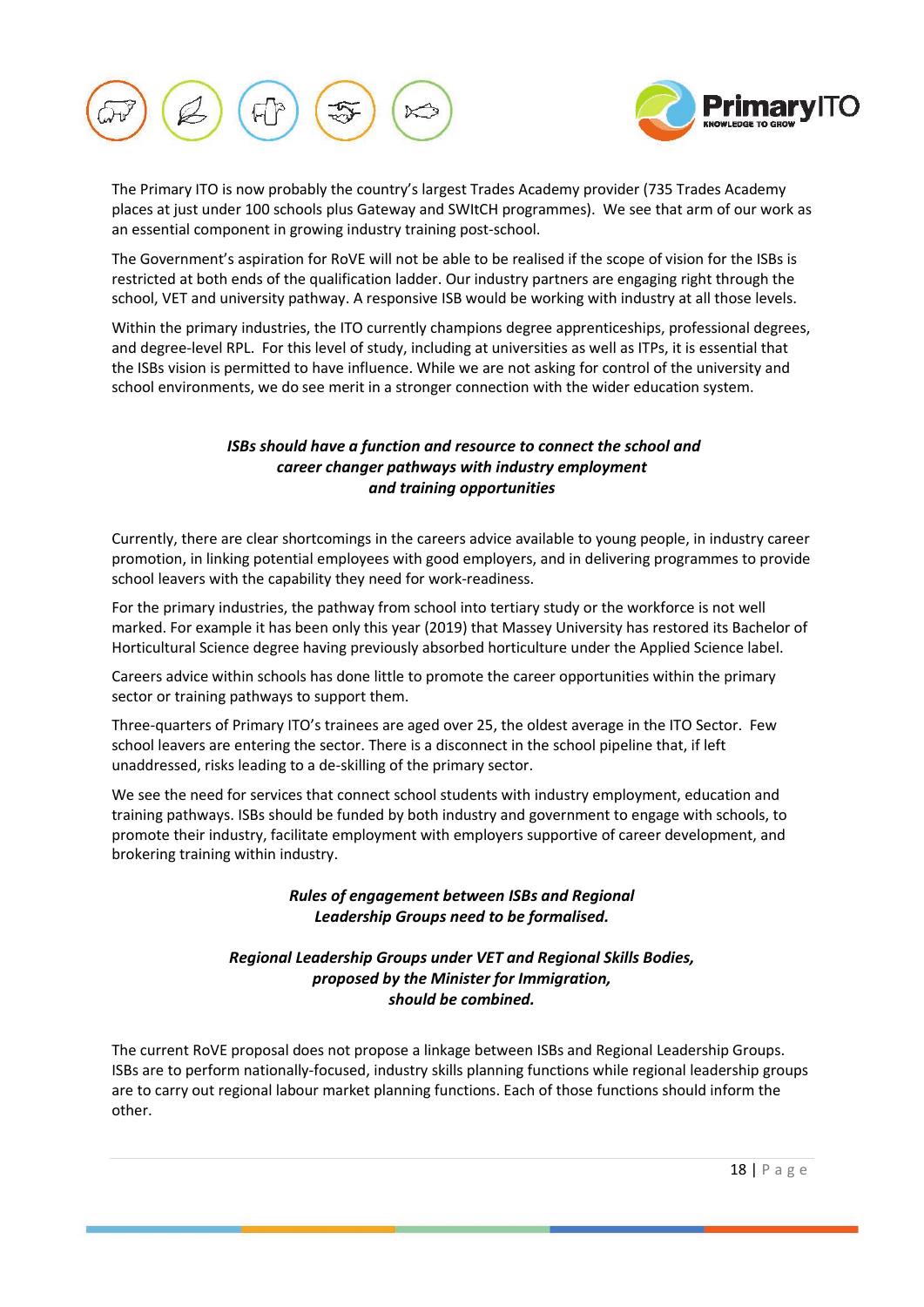The Primary ITO is now probably the country's largest Trades Academy provider (735 Trades Academy places at just under 100 schools plus Gateway and SWItCH programmes). We see that arm of our work as an essential component in growing industry training post-school.

The Government's aspiration for RoVE will not be able to be realised if the scope of vision for the ISBs is restricted at both ends of the qualification ladder. Our industry partners are engaging right through the school, VET and university pathway. A responsive ISB would be working with industry at all those levels.

Within the primary industries, the ITO currently champions degree apprenticeships, professional degrees, and degree-level RPL. For this level of study, including at universities as well as ITPs, it is essential that the ISBs vision is permitted to have influence. While we are not asking for control of the university and school environments, we do see merit in a stronger connection with the wider education system.

***ISBs should have a function and resource to connect the school and career changer pathways with industry employment and training opportunities***

Currently, there are clear shortcomings in the careers advice available to young people, in industry career promotion, in linking potential employees with good employers, and in delivering programmes to provide school leavers with the capability they need for work-readiness.

For the primary industries, the pathway from school into tertiary study or the workforce is not well marked. For example it has been only this year (2019) that Massey University has restored its Bachelor of Horticultural Science degree having previously absorbed horticulture under the Applied Science label.

Careers advice within schools has done little to promote the career opportunities within the primary sector or training pathways to support them.

Three-quarters of Primary ITO's trainees are aged over 25, the oldest average in the ITO Sector. Few school leavers are entering the sector. There is a disconnect in the school pipeline that, if left unaddressed, risks leading to a de-skilling of the primary sector.

We see the need for services that connect school students with industry employment, education and training pathways. ISBs should be funded by both industry and government to engage with schools, to promote their industry, facilitate employment with employers supportive of career development, and brokering training within industry.

***Rules of engagement between ISBs and Regional Leadership Groups need to be formalised.***

***Regional Leadership Groups under VET and Regional Skills Bodies, proposed by the Minister for Immigration, should be combined.***

The current RoVE proposal does not propose a linkage between ISBs and Regional Leadership Groups. ISBs are to perform nationally-focused, industry skills planning functions while regional leadership groups are to carry out regional labour market planning functions. Each of those functions should inform the other.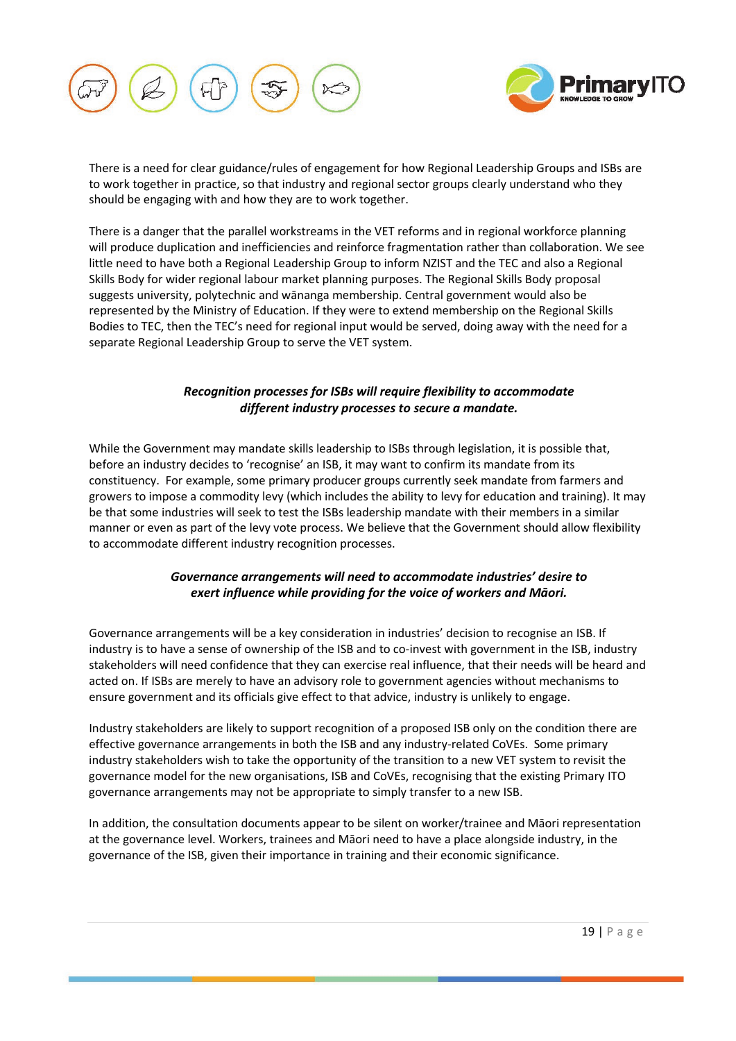There is a need for clear guidance/rules of engagement for how Regional Leadership Groups and ISBs are to work together in practice, so that industry and regional sector groups clearly understand who they should be engaging with and how they are to work together.

There is a danger that the parallel workstreams in the VET reforms and in regional workforce planning will produce duplication and inefficiencies and reinforce fragmentation rather than collaboration. We see little need to have both a Regional Leadership Group to inform NZIST and the TEC and also a Regional Skills Body for wider regional labour market planning purposes. The Regional Skills Body proposal suggests university, polytechnic and wānanga membership. Central government would also be represented by the Ministry of Education. If they were to extend membership on the Regional Skills Bodies to TEC, then the TEC's need for regional input would be served, doing away with the need for a separate Regional Leadership Group to serve the VET system.

***Recognition processes for ISBs will require flexibility to accommodate different industry processes to secure a mandate.***

While the Government may mandate skills leadership to ISBs through legislation, it is possible that, before an industry decides to 'recognise' an ISB, it may want to confirm its mandate from its constituency. For example, some primary producer groups currently seek mandate from farmers and growers to impose a commodity levy (which includes the ability to levy for education and training). It may be that some industries will seek to test the ISBs leadership mandate with their members in a similar manner or even as part of the levy vote process. We believe that the Government should allow flexibility to accommodate different industry recognition processes.

***Governance arrangements will need to accommodate industries' desire to exert influence while providing for the voice of workers and Māori.***

Governance arrangements will be a key consideration in industries' decision to recognise an ISB. If industry is to have a sense of ownership of the ISB and to co-invest with government in the ISB, industry stakeholders will need confidence that they can exercise real influence, that their needs will be heard and acted on. If ISBs are merely to have an advisory role to government agencies without mechanisms to ensure government and its officials give effect to that advice, industry is unlikely to engage.

Industry stakeholders are likely to support recognition of a proposed ISB only on the condition there are effective governance arrangements in both the ISB and any industry-related CoVEs. Some primary industry stakeholders wish to take the opportunity of the transition to a new VET system to revisit the governance model for the new organisations, ISB and CoVEs, recognising that the existing Primary ITO governance arrangements may not be appropriate to simply transfer to a new ISB.

In addition, the consultation documents appear to be silent on worker/trainee and Māori representation at the governance level. Workers, trainees and Māori need to have a place alongside industry, in the governance of the ISB, given their importance in training and their economic significance.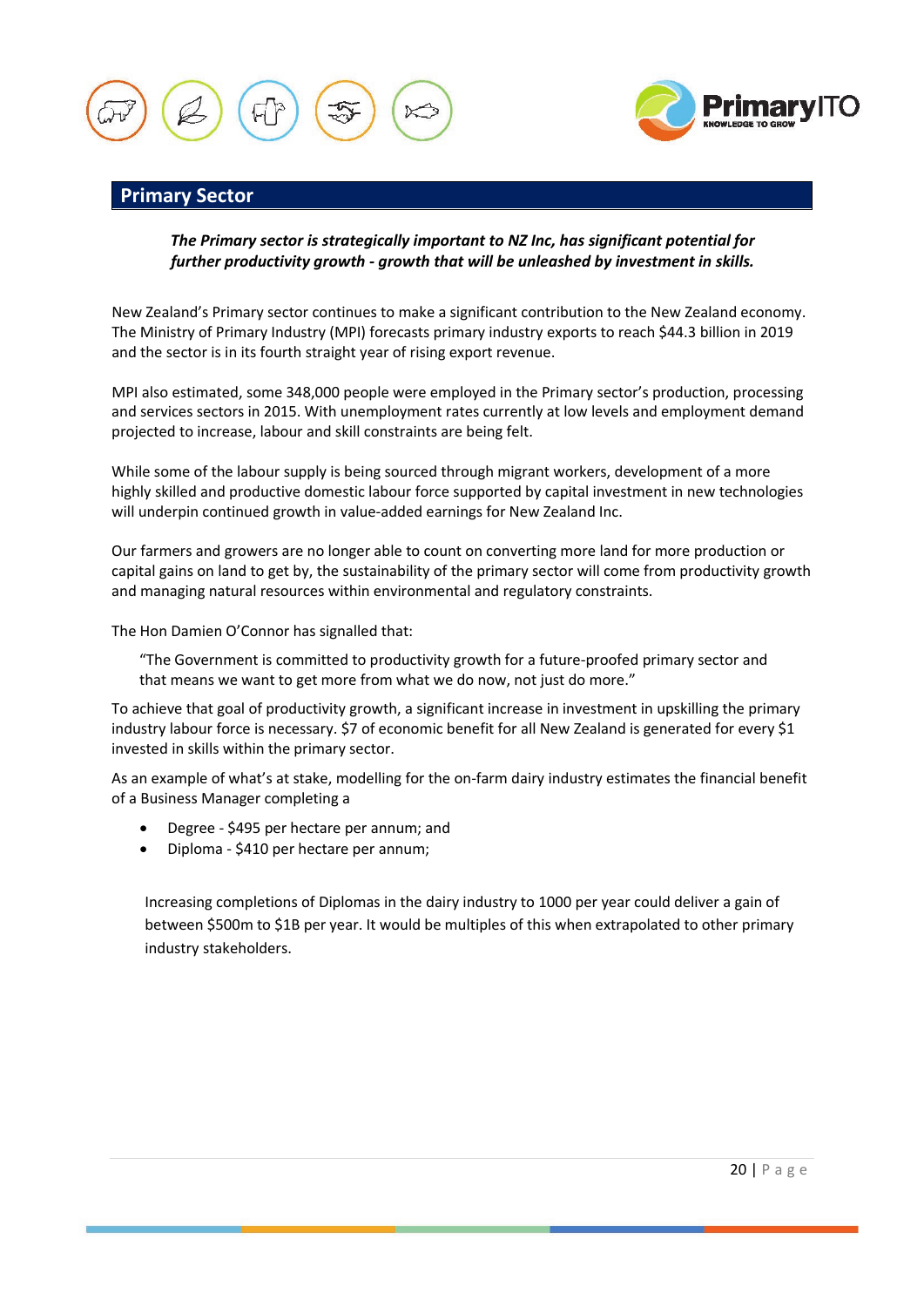## Primary Sector

***The Primary sector is strategically important to NZ Inc, has significant potential for further productivity growth - growth that will be unleashed by investment in skills.***

New Zealand's Primary sector continues to make a significant contribution to the New Zealand economy. The Ministry of Primary Industry (MPI) forecasts primary industry exports to reach $44.3 billion in 2019 and the sector is in its fourth straight year of rising export revenue.

MPI also estimated, some 348,000 people were employed in the Primary sector's production, processing and services sectors in 2015. With unemployment rates currently at low levels and employment demand projected to increase, labour and skill constraints are being felt.

While some of the labour supply is being sourced through migrant workers, development of a more highly skilled and productive domestic labour force supported by capital investment in new technologies will underpin continued growth in value-added earnings for New Zealand Inc.

Our farmers and growers are no longer able to count on converting more land for more production or capital gains on land to get by, the sustainability of the primary sector will come from productivity growth and managing natural resources within environmental and regulatory constraints.

The Hon Damien O'Connor has signalled that:

> "The Government is committed to productivity growth for a future-proofed primary sector and that means we want to get more from what we do now, not just do more."

To achieve that goal of productivity growth, a significant increase in investment in upskilling the primary industry labour force is necessary. $7 of economic benefit for all New Zealand is generated for every $1 invested in skills within the primary sector.

As an example of what's at stake, modelling for the on-farm dairy industry estimates the financial benefit of a Business Manager completing a

- Degree - $495 per hectare per annum; and
- Diploma - $410 per hectare per annum;

Increasing completions of Diplomas in the dairy industry to 1000 per year could deliver a gain of between $500m to $1B per year. It would be multiples of this when extrapolated to other primary industry stakeholders.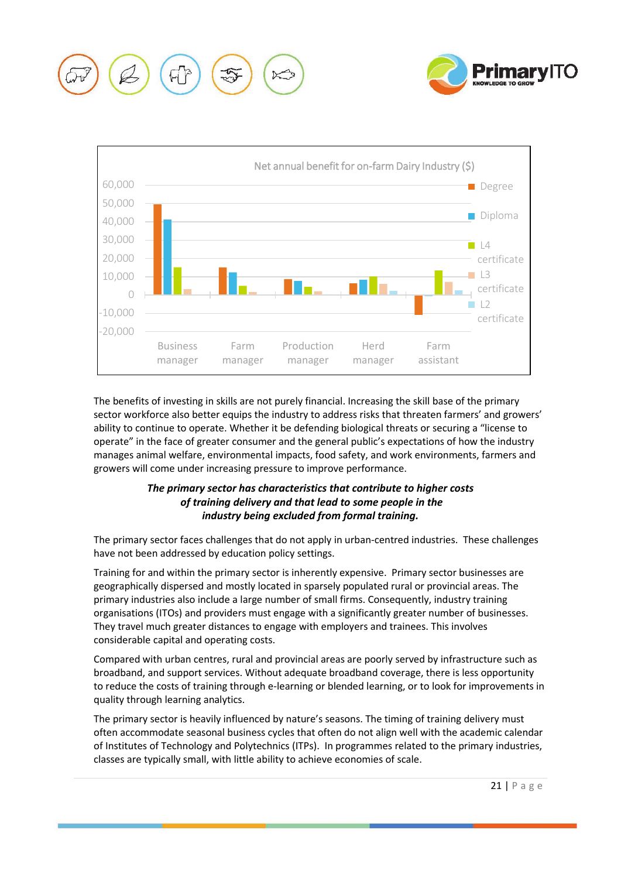Net annual benefit for on-farm Dairy Industry ($)

The benefits of investing in skills are not purely financial. Increasing the skill base of the primary sector workforce also better equips the industry to address risks that threaten farmers' and growers' ability to continue to operate. Whether it be defending biological threats or securing a "license to operate" in the face of greater consumer and the general public's expectations of how the industry manages animal welfare, environmental impacts, food safety, and work environments, farmers and growers will come under increasing pressure to improve performance.

***The primary sector has characteristics that contribute to higher costs of training delivery and that lead to some people in the industry being excluded from formal training.***

The primary sector faces challenges that do not apply in urban-centred industries. These challenges have not been addressed by education policy settings.

Training for and within the primary sector is inherently expensive. Primary sector businesses are geographically dispersed and mostly located in sparsely populated rural or provincial areas. The primary industries also include a large number of small firms. Consequently, industry training organisations (ITOs) and providers must engage with a significantly greater number of businesses. They travel much greater distances to engage with employers and trainees. This involves considerable capital and operating costs.

Compared with urban centres, rural and provincial areas are poorly served by infrastructure such as broadband, and support services. Without adequate broadband coverage, there is less opportunity to reduce the costs of training through e-learning or blended learning, or to look for improvements in quality through learning analytics.

The primary sector is heavily influenced by nature's seasons. The timing of training delivery must often accommodate seasonal business cycles that often do not align well with the academic calendar of Institutes of Technology and Polytechnics (ITPs). In programmes related to the primary industries, classes are typically small, with little ability to achieve economies of scale.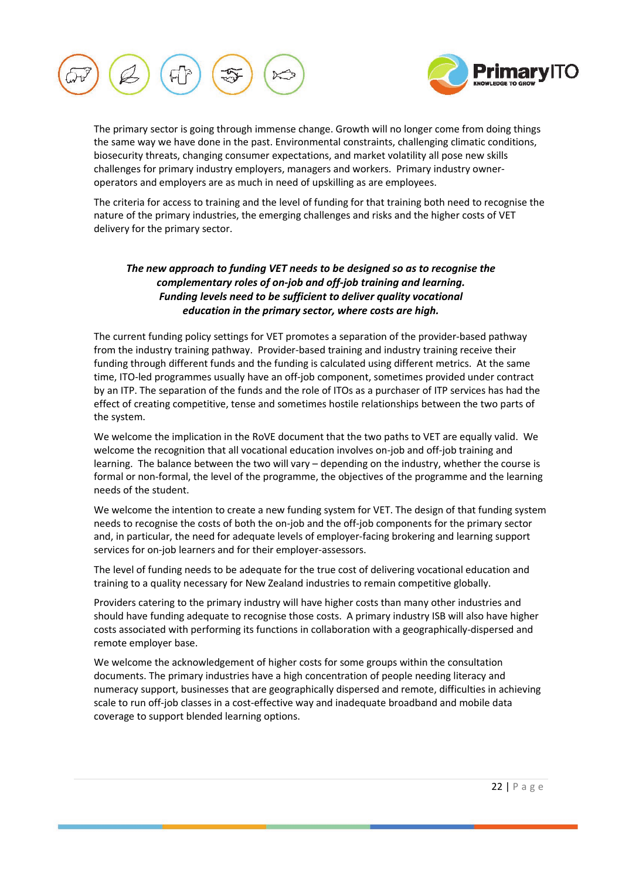The primary sector is going through immense change. Growth will no longer come from doing things the same way we have done in the past. Environmental constraints, challenging climatic conditions, biosecurity threats, changing consumer expectations, and market volatility all pose new skills challenges for primary industry employers, managers and workers. Primary industry owner-operators and employers are as much in need of upskilling as are employees.

The criteria for access to training and the level of funding for that training both need to recognise the nature of the primary industries, the emerging challenges and risks and the higher costs of VET delivery for the primary sector.

***The new approach to funding VET needs to be designed so as to recognise the complementary roles of on-job and off-job training and learning. Funding levels need to be sufficient to deliver quality vocational education in the primary sector, where costs are high.***

The current funding policy settings for VET promotes a separation of the provider-based pathway from the industry training pathway. Provider-based training and industry training receive their funding through different funds and the funding is calculated using different metrics. At the same time, ITO-led programmes usually have an off-job component, sometimes provided under contract by an ITP. The separation of the funds and the role of ITOs as a purchaser of ITP services has had the effect of creating competitive, tense and sometimes hostile relationships between the two parts of the system.

We welcome the implication in the RoVE document that the two paths to VET are equally valid. We welcome the recognition that all vocational education involves on-job and off-job training and learning. The balance between the two will vary – depending on the industry, whether the course is formal or non-formal, the level of the programme, the objectives of the programme and the learning needs of the student.

We welcome the intention to create a new funding system for VET. The design of that funding system needs to recognise the costs of both the on-job and the off-job components for the primary sector and, in particular, the need for adequate levels of employer-facing brokering and learning support services for on-job learners and for their employer-assessors.

The level of funding needs to be adequate for the true cost of delivering vocational education and training to a quality necessary for New Zealand industries to remain competitive globally.

Providers catering to the primary industry will have higher costs than many other industries and should have funding adequate to recognise those costs. A primary industry ISB will also have higher costs associated with performing its functions in collaboration with a geographically-dispersed and remote employer base.

We welcome the acknowledgement of higher costs for some groups within the consultation documents. The primary industries have a high concentration of people needing literacy and numeracy support, businesses that are geographically dispersed and remote, difficulties in achieving scale to run off-job classes in a cost-effective way and inadequate broadband and mobile data coverage to support blended learning options.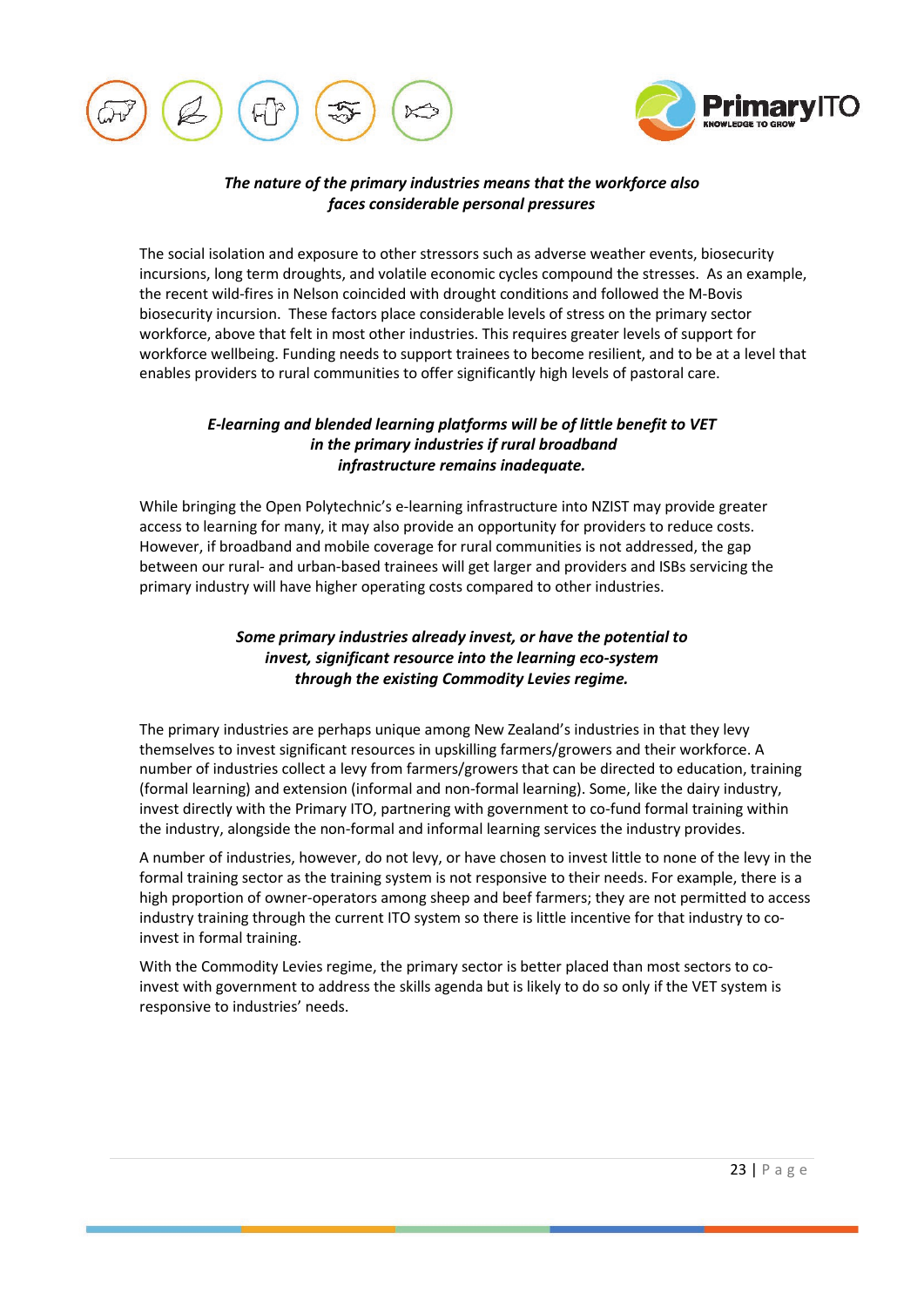***The nature of the primary industries means that the workforce also faces considerable personal pressures***

The social isolation and exposure to other stressors such as adverse weather events, biosecurity incursions, long term droughts, and volatile economic cycles compound the stresses. As an example, the recent wild-fires in Nelson coincided with drought conditions and followed the M-Bovis biosecurity incursion. These factors place considerable levels of stress on the primary sector workforce, above that felt in most other industries. This requires greater levels of support for workforce wellbeing. Funding needs to support trainees to become resilient, and to be at a level that enables providers to rural communities to offer significantly high levels of pastoral care.

***E-learning and blended learning platforms will be of little benefit to VET in the primary industries if rural broadband infrastructure remains inadequate.***

While bringing the Open Polytechnic's e-learning infrastructure into NZIST may provide greater access to learning for many, it may also provide an opportunity for providers to reduce costs. However, if broadband and mobile coverage for rural communities is not addressed, the gap between our rural- and urban-based trainees will get larger and providers and ISBs servicing the primary industry will have higher operating costs compared to other industries.

***Some primary industries already invest, or have the potential to invest, significant resource into the learning eco-system through the existing Commodity Levies regime.***

The primary industries are perhaps unique among New Zealand's industries in that they levy themselves to invest significant resources in upskilling farmers/growers and their workforce. A number of industries collect a levy from farmers/growers that can be directed to education, training (formal learning) and extension (informal and non-formal learning). Some, like the dairy industry, invest directly with the Primary ITO, partnering with government to co-fund formal training within the industry, alongside the non-formal and informal learning services the industry provides.

A number of industries, however, do not levy, or have chosen to invest little to none of the levy in the formal training sector as the training system is not responsive to their needs. For example, there is a high proportion of owner-operators among sheep and beef farmers; they are not permitted to access industry training through the current ITO system so there is little incentive for that industry to co-invest in formal training.

With the Commodity Levies regime, the primary sector is better placed than most sectors to co-invest with government to address the skills agenda but is likely to do so only if the VET system is responsive to industries' needs.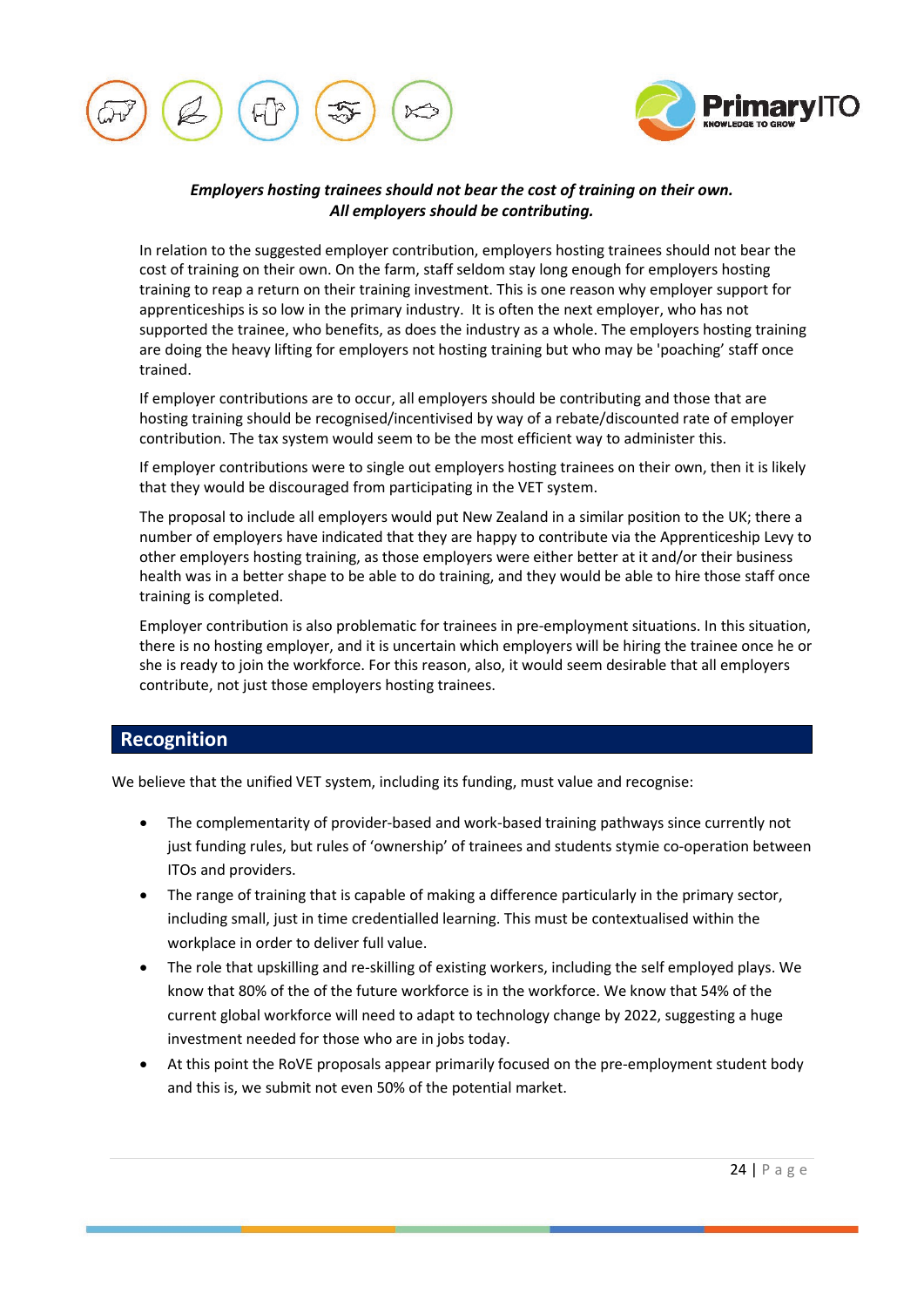***Employers hosting trainees should not bear the cost of training on their own.***
***All employers should be contributing.***

In relation to the suggested employer contribution, employers hosting trainees should not bear the cost of training on their own. On the farm, staff seldom stay long enough for employers hosting training to reap a return on their training investment. This is one reason why employer support for apprenticeships is so low in the primary industry. It is often the next employer, who has not supported the trainee, who benefits, as does the industry as a whole. The employers hosting training are doing the heavy lifting for employers not hosting training but who may be 'poaching' staff once trained.

If employer contributions are to occur, all employers should be contributing and those that are hosting training should be recognised/incentivised by way of a rebate/discounted rate of employer contribution. The tax system would seem to be the most efficient way to administer this.

If employer contributions were to single out employers hosting trainees on their own, then it is likely that they would be discouraged from participating in the VET system.

The proposal to include all employers would put New Zealand in a similar position to the UK; there a number of employers have indicated that they are happy to contribute via the Apprenticeship Levy to other employers hosting training, as those employers were either better at it and/or their business health was in a better shape to be able to do training, and they would be able to hire those staff once training is completed.

Employer contribution is also problematic for trainees in pre-employment situations. In this situation, there is no hosting employer, and it is uncertain which employers will be hiring the trainee once he or she is ready to join the workforce. For this reason, also, it would seem desirable that all employers contribute, not just those employers hosting trainees.

## Recognition

We believe that the unified VET system, including its funding, must value and recognise:

- The complementarity of provider-based and work-based training pathways since currently not just funding rules, but rules of 'ownership' of trainees and students stymie co-operation between ITOs and providers.
- The range of training that is capable of making a difference particularly in the primary sector, including small, just in time credentialled learning. This must be contextualised within the workplace in order to deliver full value.
- The role that upskilling and re-skilling of existing workers, including the self employed plays. We know that 80% of the of the future workforce is in the workforce. We know that 54% of the current global workforce will need to adapt to technology change by 2022, suggesting a huge investment needed for those who are in jobs today.
- At this point the RoVE proposals appear primarily focused on the pre-employment student body and this is, we submit not even 50% of the potential market.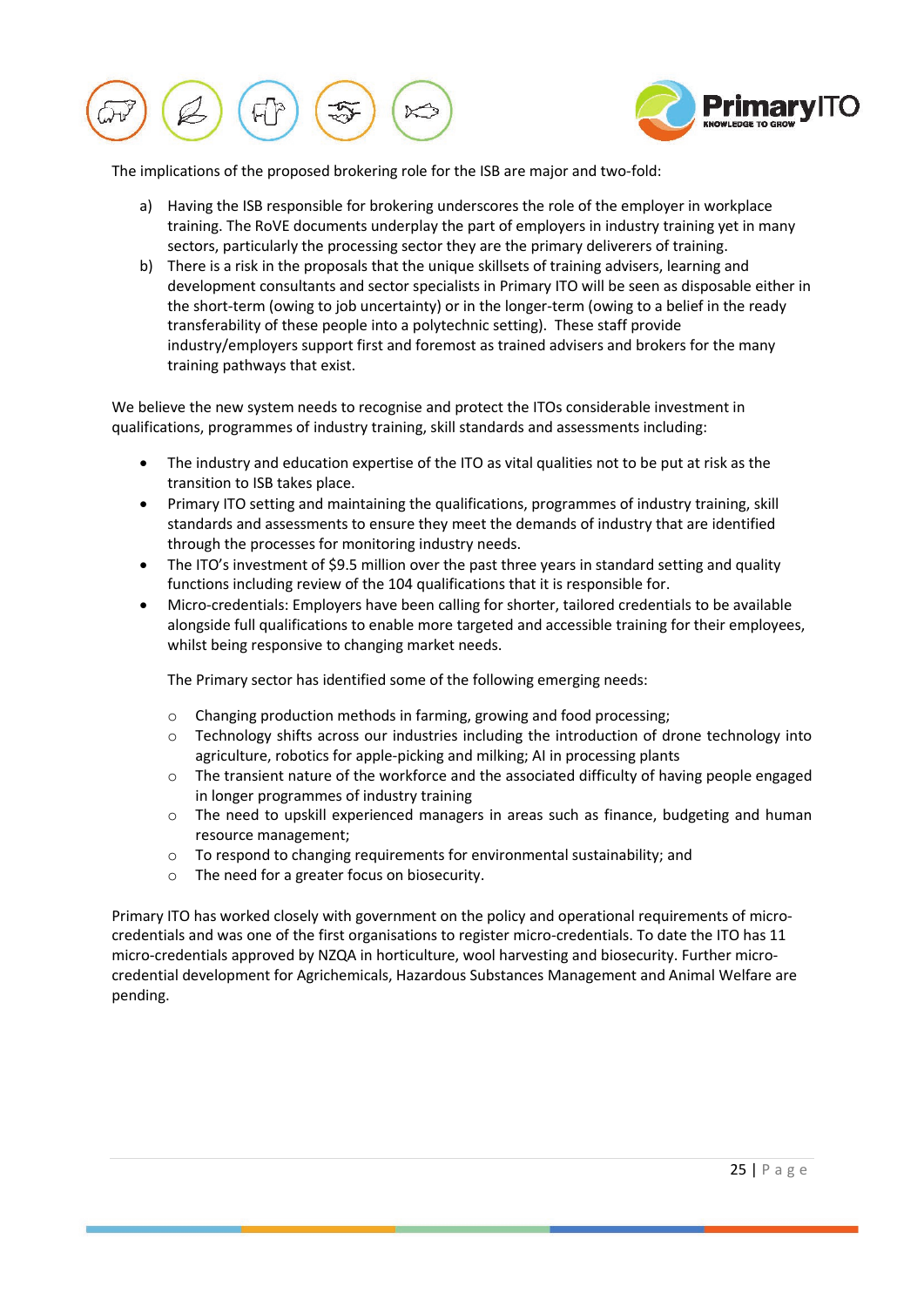The implications of the proposed brokering role for the ISB are major and two-fold:

a) Having the ISB responsible for brokering underscores the role of the employer in workplace training. The RoVE documents underplay the part of employers in industry training yet in many sectors, particularly the processing sector they are the primary deliverers of training.

b) There is a risk in the proposals that the unique skillsets of training advisers, learning and development consultants and sector specialists in Primary ITO will be seen as disposable either in the short-term (owing to job uncertainty) or in the longer-term (owing to a belief in the ready transferability of these people into a polytechnic setting). These staff provide industry/employers support first and foremost as trained advisers and brokers for the many training pathways that exist.

We believe the new system needs to recognise and protect the ITOs considerable investment in qualifications, programmes of industry training, skill standards and assessments including:

- The industry and education expertise of the ITO as vital qualities not to be put at risk as the transition to ISB takes place.
- Primary ITO setting and maintaining the qualifications, programmes of industry training, skill standards and assessments to ensure they meet the demands of industry that are identified through the processes for monitoring industry needs.
- The ITO's investment of $9.5 million over the past three years in standard setting and quality functions including review of the 104 qualifications that it is responsible for.
- Micro-credentials: Employers have been calling for shorter, tailored credentials to be available alongside full qualifications to enable more targeted and accessible training for their employees, whilst being responsive to changing market needs.

  The Primary sector has identified some of the following emerging needs:

  - Changing production methods in farming, growing and food processing;
  - Technology shifts across our industries including the introduction of drone technology into agriculture, robotics for apple-picking and milking; AI in processing plants
  - The transient nature of the workforce and the associated difficulty of having people engaged in longer programmes of industry training
  - The need to upskill experienced managers in areas such as finance, budgeting and human resource management;
  - To respond to changing requirements for environmental sustainability; and
  - The need for a greater focus on biosecurity.

Primary ITO has worked closely with government on the policy and operational requirements of micro-credentials and was one of the first organisations to register micro-credentials. To date the ITO has 11 micro-credentials approved by NZQA in horticulture, wool harvesting and biosecurity. Further micro-credential development for Agrichemicals, Hazardous Substances Management and Animal Welfare are pending.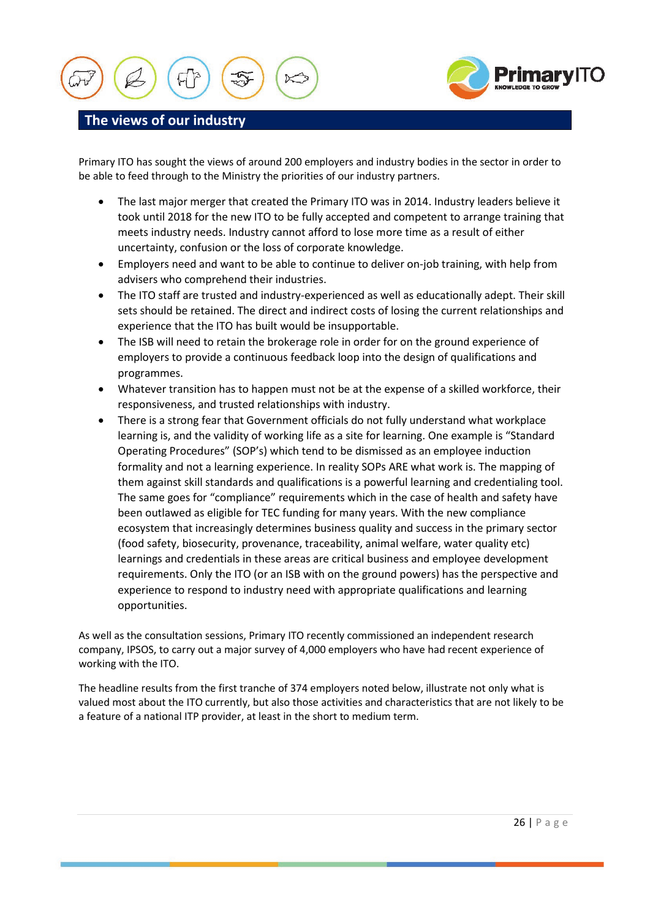## The views of our industry

Primary ITO has sought the views of around 200 employers and industry bodies in the sector in order to be able to feed through to the Ministry the priorities of our industry partners.

- The last major merger that created the Primary ITO was in 2014. Industry leaders believe it took until 2018 for the new ITO to be fully accepted and competent to arrange training that meets industry needs. Industry cannot afford to lose more time as a result of either uncertainty, confusion or the loss of corporate knowledge.
- Employers need and want to be able to continue to deliver on-job training, with help from advisers who comprehend their industries.
- The ITO staff are trusted and industry-experienced as well as educationally adept. Their skill sets should be retained. The direct and indirect costs of losing the current relationships and experience that the ITO has built would be insupportable.
- The ISB will need to retain the brokerage role in order for on the ground experience of employers to provide a continuous feedback loop into the design of qualifications and programmes.
- Whatever transition has to happen must not be at the expense of a skilled workforce, their responsiveness, and trusted relationships with industry.
- There is a strong fear that Government officials do not fully understand what workplace learning is, and the validity of working life as a site for learning. One example is "Standard Operating Procedures" (SOP's) which tend to be dismissed as an employee induction formality and not a learning experience. In reality SOPs ARE what work is. The mapping of them against skill standards and qualifications is a powerful learning and credentialing tool. The same goes for "compliance" requirements which in the case of health and safety have been outlawed as eligible for TEC funding for many years. With the new compliance ecosystem that increasingly determines business quality and success in the primary sector (food safety, biosecurity, provenance, traceability, animal welfare, water quality etc) learnings and credentials in these areas are critical business and employee development requirements. Only the ITO (or an ISB with on the ground powers) has the perspective and experience to respond to industry need with appropriate qualifications and learning opportunities.

As well as the consultation sessions, Primary ITO recently commissioned an independent research company, IPSOS, to carry out a major survey of 4,000 employers who have had recent experience of working with the ITO.

The headline results from the first tranche of 374 employers noted below, illustrate not only what is valued most about the ITO currently, but also those activities and characteristics that are not likely to be a feature of a national ITP provider, at least in the short to medium term.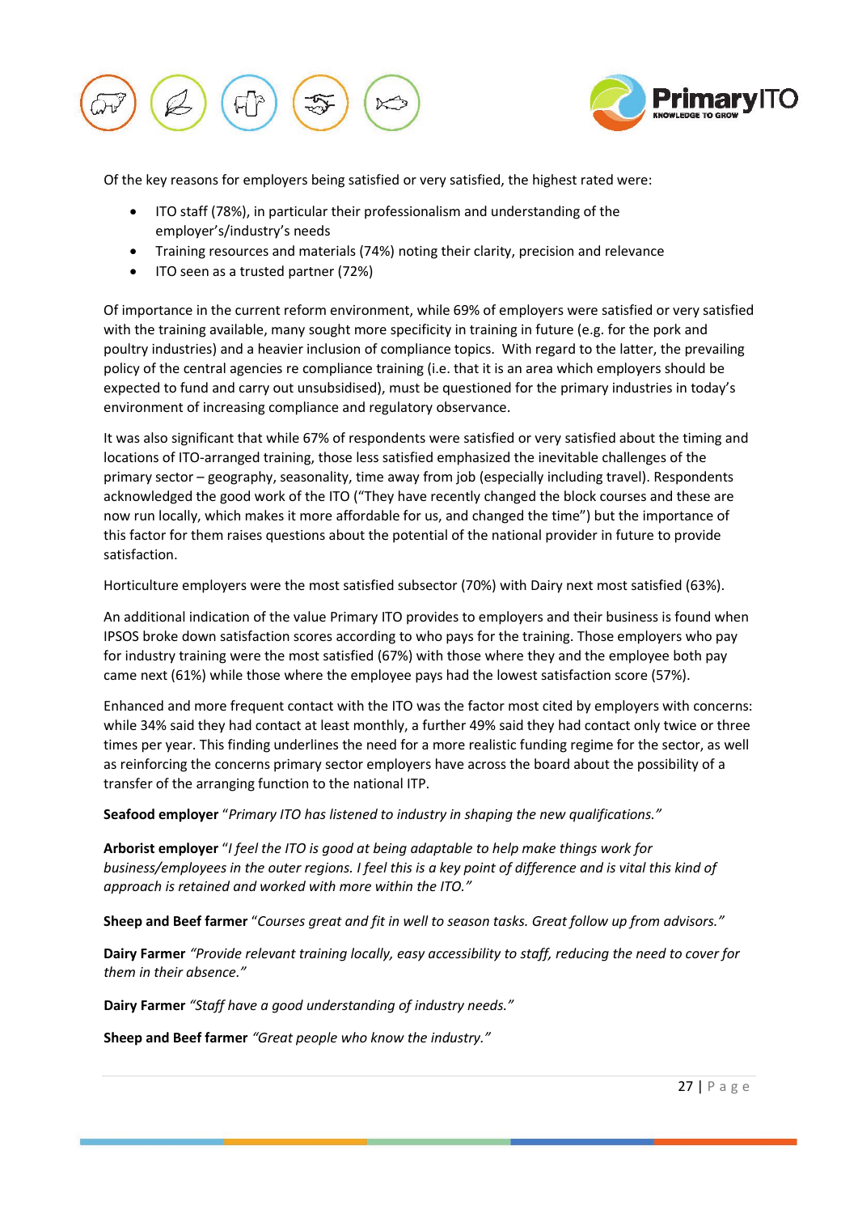Of the key reasons for employers being satisfied or very satisfied, the highest rated were:

- ITO staff (78%), in particular their professionalism and understanding of the employer's/industry's needs
- Training resources and materials (74%) noting their clarity, precision and relevance
- ITO seen as a trusted partner (72%)

Of importance in the current reform environment, while 69% of employers were satisfied or very satisfied with the training available, many sought more specificity in training in future (e.g. for the pork and poultry industries) and a heavier inclusion of compliance topics. With regard to the latter, the prevailing policy of the central agencies re compliance training (i.e. that it is an area which employers should be expected to fund and carry out unsubsidised), must be questioned for the primary industries in today's environment of increasing compliance and regulatory observance.

It was also significant that while 67% of respondents were satisfied or very satisfied about the timing and locations of ITO-arranged training, those less satisfied emphasized the inevitable challenges of the primary sector – geography, seasonality, time away from job (especially including travel). Respondents acknowledged the good work of the ITO ("They have recently changed the block courses and these are now run locally, which makes it more affordable for us, and changed the time") but the importance of this factor for them raises questions about the potential of the national provider in future to provide satisfaction.

Horticulture employers were the most satisfied subsector (70%) with Dairy next most satisfied (63%).

An additional indication of the value Primary ITO provides to employers and their business is found when IPSOS broke down satisfaction scores according to who pays for the training. Those employers who pay for industry training were the most satisfied (67%) with those where they and the employee both pay came next (61%) while those where the employee pays had the lowest satisfaction score (57%).

Enhanced and more frequent contact with the ITO was the factor most cited by employers with concerns: while 34% said they had contact at least monthly, a further 49% said they had contact only twice or three times per year. This finding underlines the need for a more realistic funding regime for the sector, as well as reinforcing the concerns primary sector employers have across the board about the possibility of a transfer of the arranging function to the national ITP.

**Seafood employer** "*Primary ITO has listened to industry in shaping the new qualifications.*"

**Arborist employer** "*I feel the ITO is good at being adaptable to help make things work for business/employees in the outer regions. I feel this is a key point of difference and is vital this kind of approach is retained and worked with more within the ITO.*"

**Sheep and Beef farmer** "*Courses great and fit in well to season tasks. Great follow up from advisors.*"

**Dairy Farmer** *"Provide relevant training locally, easy accessibility to staff, reducing the need to cover for them in their absence."*

**Dairy Farmer** *"Staff have a good understanding of industry needs."*

**Sheep and Beef farmer** *"Great people who know the industry."*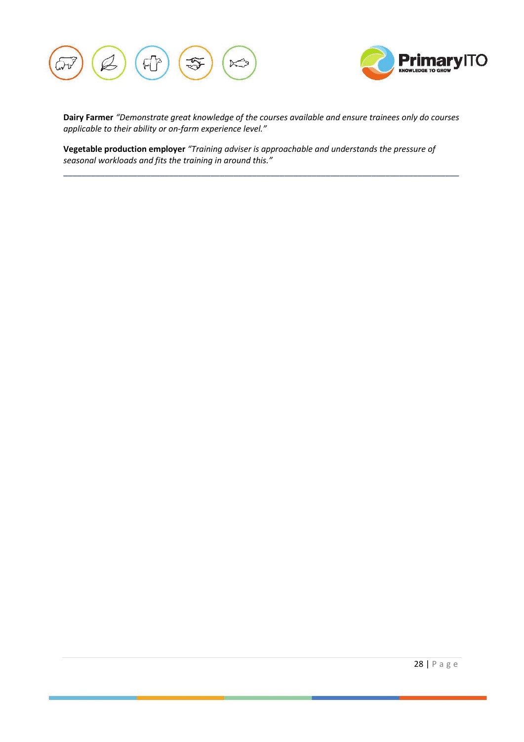**Dairy Farmer** *"Demonstrate great knowledge of the courses available and ensure trainees only do courses applicable to their ability or on-farm experience level."*

**Vegetable production employer** *"Training adviser is approachable and understands the pressure of seasonal workloads and fits the training in around this."*

---